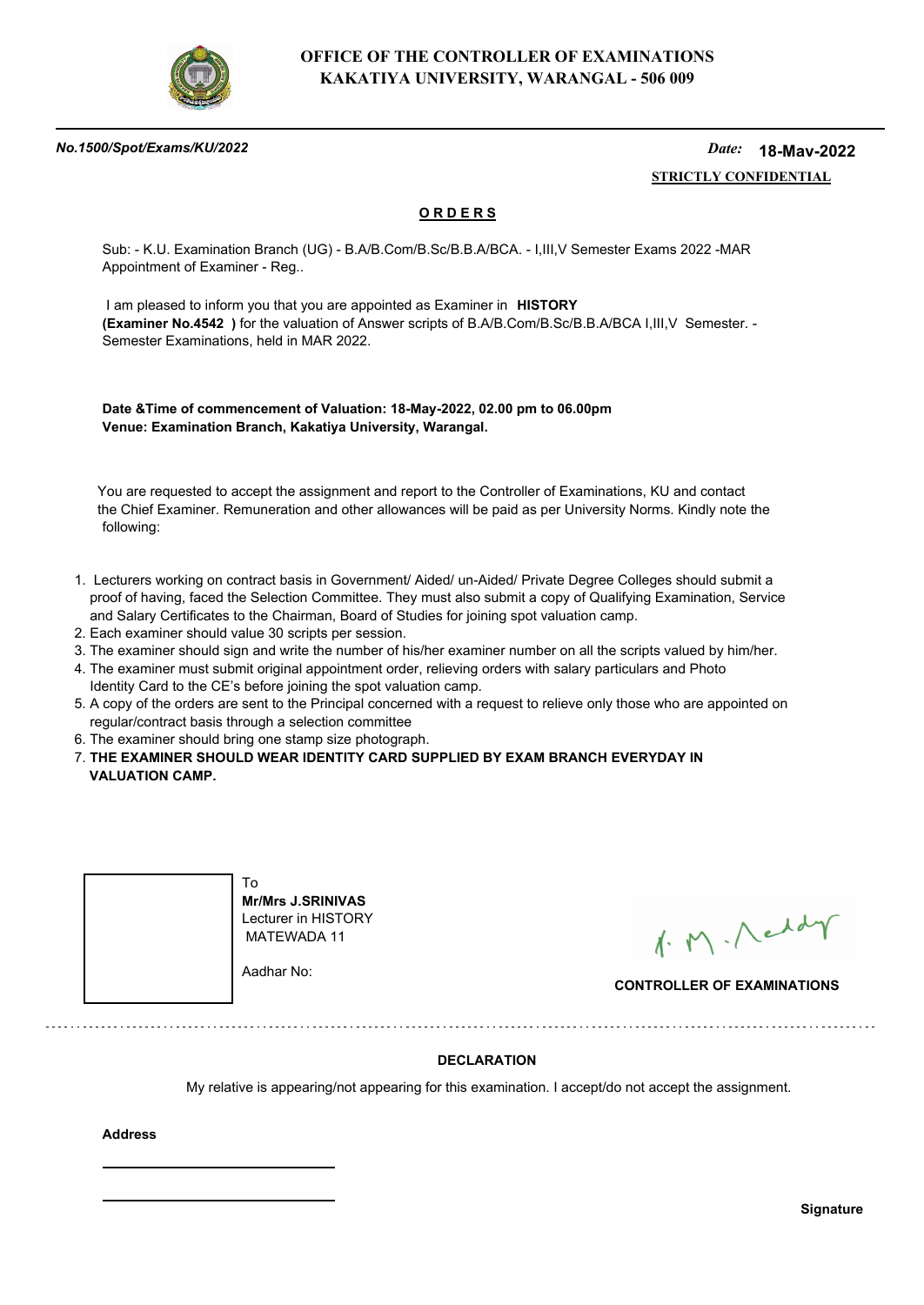# OFFICE OF THE CONTROLLER OF EXAMINATIONS
# KAKATIYA UNIVERSITY, WARANGAL - 506 009

***No.1500/Spot/Exams/KU/2022*** *Date:* **18-May-2022**

**STRICTLY CONFIDENTIAL**

## ORDERS

Sub: - K.U. Examination Branch (UG) - B.A/B.Com/B.Sc/B.B.A/BCA. - I,III,V Semester Exams 2022 -MAR Appointment of Examiner - Reg..

I am pleased to inform you that you are appointed as Examiner in **HISTORY (Examiner No.4542 )** for the valuation of Answer scripts of B.A/B.Com/B.Sc/B.B.A/BCA I,III,V Semester. -Semester Examinations, held in MAR 2022.

**Date &Time of commencement of Valuation: 18-May-2022, 02.00 pm to 06.00pm**
**Venue: Examination Branch, Kakatiya University, Warangal.**

You are requested to accept the assignment and report to the Controller of Examinations, KU and contact the Chief Examiner. Remuneration and other allowances will be paid as per University Norms. Kindly note the following:

1. Lecturers working on contract basis in Government/ Aided/ un-Aided/ Private Degree Colleges should submit a proof of having, faced the Selection Committee. They must also submit a copy of Qualifying Examination, Service and Salary Certificates to the Chairman, Board of Studies for joining spot valuation camp.
2. Each examiner should value 30 scripts per session.
3. The examiner should sign and write the number of his/her examiner number on all the scripts valued by him/her.
4. The examiner must submit original appointment order, relieving orders with salary particulars and Photo Identity Card to the CE's before joining the spot valuation camp.
5. A copy of the orders are sent to the Principal concerned with a request to relieve only those who are appointed on regular/contract basis through a selection committee
6. The examiner should bring one stamp size photograph.
7. **THE EXAMINER SHOULD WEAR IDENTITY CARD SUPPLIED BY EXAM BRANCH EVERYDAY IN VALUATION CAMP.**

To
**Mr/Mrs J.SRINIVAS**
Lecturer in HISTORY
MATEWADA 11

Aadhar No:

**CONTROLLER OF EXAMINATIONS**

---

**DECLARATION**

My relative is appearing/not appearing for this examination. I accept/do not accept the assignment.

**Address**

\_\_\_\_\_\_\_\_\_\_\_\_\_\_\_\_\_\_\_\_\_\_\_\_\_\_\_\_

\_\_\_\_\_\_\_\_\_\_\_\_\_\_\_\_\_\_\_\_\_\_\_\_\_\_\_\_

**Signature**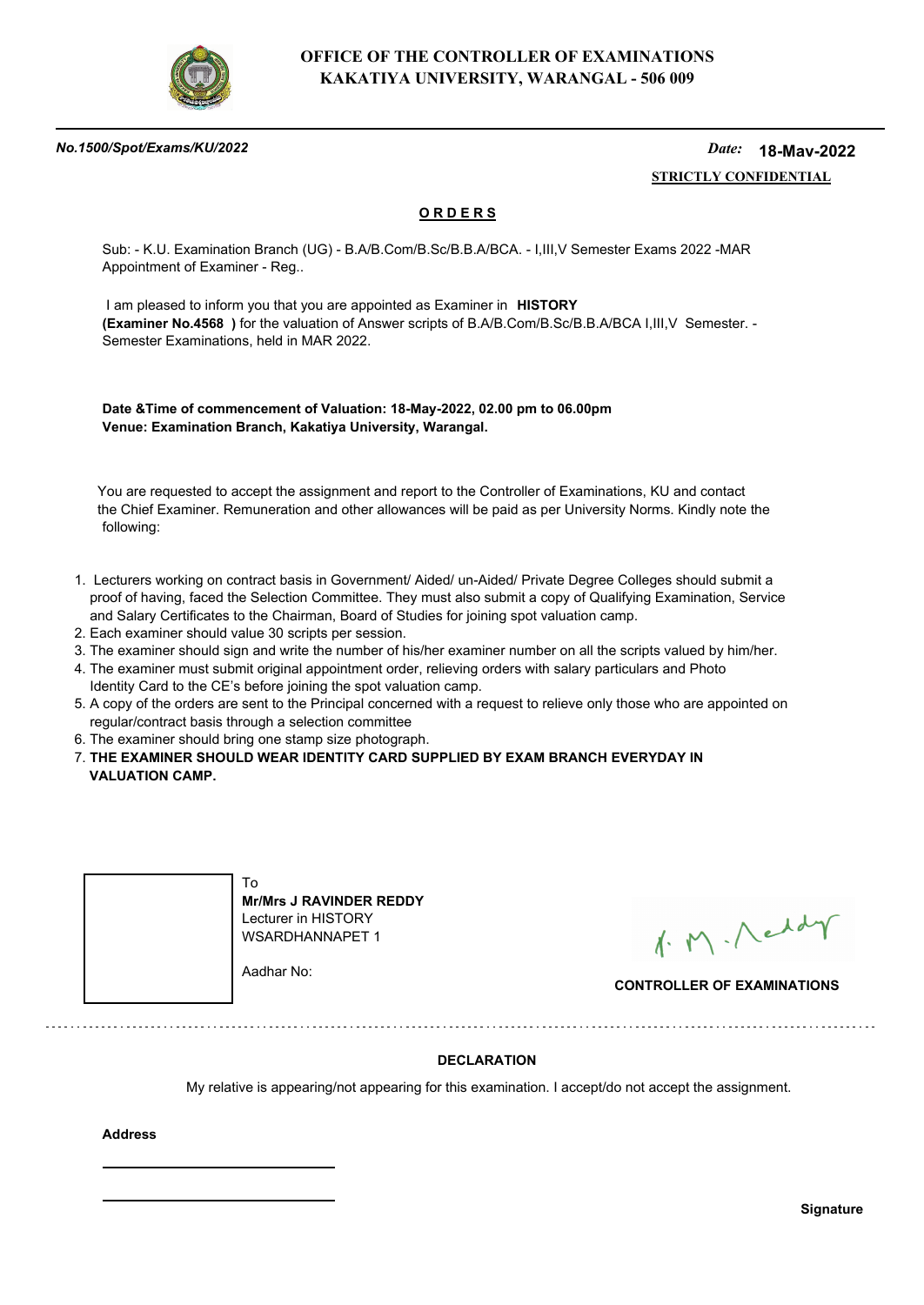**OFFICE OF THE CONTROLLER OF EXAMINATIONS**
**KAKATIYA UNIVERSITY, WARANGAL - 506 009**

***No.1500/Spot/Exams/KU/2022*** *Date:* **18-May-2022**

**STRICTLY CONFIDENTIAL**

## ORDERS

Sub: - K.U. Examination Branch (UG) - B.A/B.Com/B.Sc/B.B.A/BCA. - I,III,V Semester Exams 2022 -MAR Appointment of Examiner - Reg..

I am pleased to inform you that you are appointed as Examiner in **HISTORY** **(Examiner No.4568 )** for the valuation of Answer scripts of B.A/B.Com/B.Sc/B.B.A/BCA I,III,V Semester. - Semester Examinations, held in MAR 2022.

**Date &Time of commencement of Valuation: 18-May-2022, 02.00 pm to 06.00pm**
**Venue: Examination Branch, Kakatiya University, Warangal.**

You are requested to accept the assignment and report to the Controller of Examinations, KU and contact the Chief Examiner. Remuneration and other allowances will be paid as per University Norms. Kindly note the following:

1. Lecturers working on contract basis in Government/ Aided/ un-Aided/ Private Degree Colleges should submit a proof of having, faced the Selection Committee. They must also submit a copy of Qualifying Examination, Service and Salary Certificates to the Chairman, Board of Studies for joining spot valuation camp.
2. Each examiner should value 30 scripts per session.
3. The examiner should sign and write the number of his/her examiner number on all the scripts valued by him/her.
4. The examiner must submit original appointment order, relieving orders with salary particulars and Photo Identity Card to the CE's before joining the spot valuation camp.
5. A copy of the orders are sent to the Principal concerned with a request to relieve only those who are appointed on regular/contract basis through a selection committee
6. The examiner should bring one stamp size photograph.
7. **THE EXAMINER SHOULD WEAR IDENTITY CARD SUPPLIED BY EXAM BRANCH EVERYDAY IN VALUATION CAMP.**

To
**Mr/Mrs J RAVINDER REDDY**
Lecturer in HISTORY
WSARDHANNAPET 1

Aadhar No:

**CONTROLLER OF EXAMINATIONS**

---

**DECLARATION**

My relative is appearing/not appearing for this examination. I accept/do not accept the assignment.

**Address**

**Signature**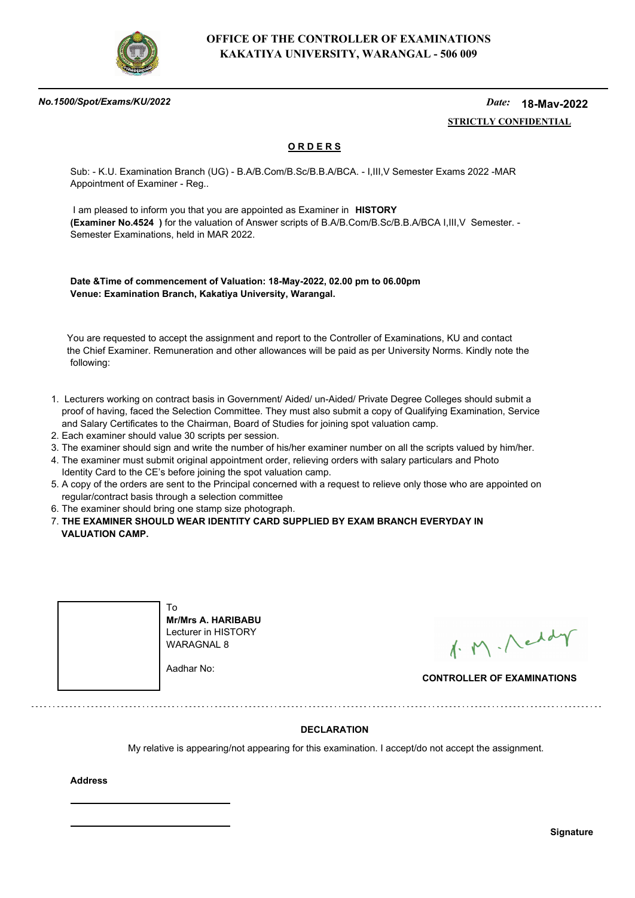**OFFICE OF THE CONTROLLER OF EXAMINATIONS**
**KAKATIYA UNIVERSITY, WARANGAL - 506 009**

***No.1500/Spot/Exams/KU/2022*** *Date:* **18-May-2022**

**STRICTLY CONFIDENTIAL**

## O R D E R S

Sub: - K.U. Examination Branch (UG) - B.A/B.Com/B.Sc/B.B.A/BCA. - I,III,V Semester Exams 2022 -MAR Appointment of Examiner - Reg..

I am pleased to inform you that you are appointed as Examiner in **HISTORY (Examiner No.4524 )** for the valuation of Answer scripts of B.A/B.Com/B.Sc/B.B.A/BCA I,III,V Semester. - Semester Examinations, held in MAR 2022.

**Date &Time of commencement of Valuation: 18-May-2022, 02.00 pm to 06.00pm**
**Venue: Examination Branch, Kakatiya University, Warangal.**

You are requested to accept the assignment and report to the Controller of Examinations, KU and contact the Chief Examiner. Remuneration and other allowances will be paid as per University Norms. Kindly note the following:

1. Lecturers working on contract basis in Government/ Aided/ un-Aided/ Private Degree Colleges should submit a proof of having, faced the Selection Committee. They must also submit a copy of Qualifying Examination, Service and Salary Certificates to the Chairman, Board of Studies for joining spot valuation camp.
2. Each examiner should value 30 scripts per session.
3. The examiner should sign and write the number of his/her examiner number on all the scripts valued by him/her.
4. The examiner must submit original appointment order, relieving orders with salary particulars and Photo Identity Card to the CE's before joining the spot valuation camp.
5. A copy of the orders are sent to the Principal concerned with a request to relieve only those who are appointed on regular/contract basis through a selection committee
6. The examiner should bring one stamp size photograph.
7. **THE EXAMINER SHOULD WEAR IDENTITY CARD SUPPLIED BY EXAM BRANCH EVERYDAY IN VALUATION CAMP.**

To
**Mr/Mrs A. HARIBABU**
Lecturer in HISTORY
WARAGNAL 8

Aadhar No:

**CONTROLLER OF EXAMINATIONS**

---

**DECLARATION**

My relative is appearing/not appearing for this examination. I accept/do not accept the assignment.

**Address**

**Signature**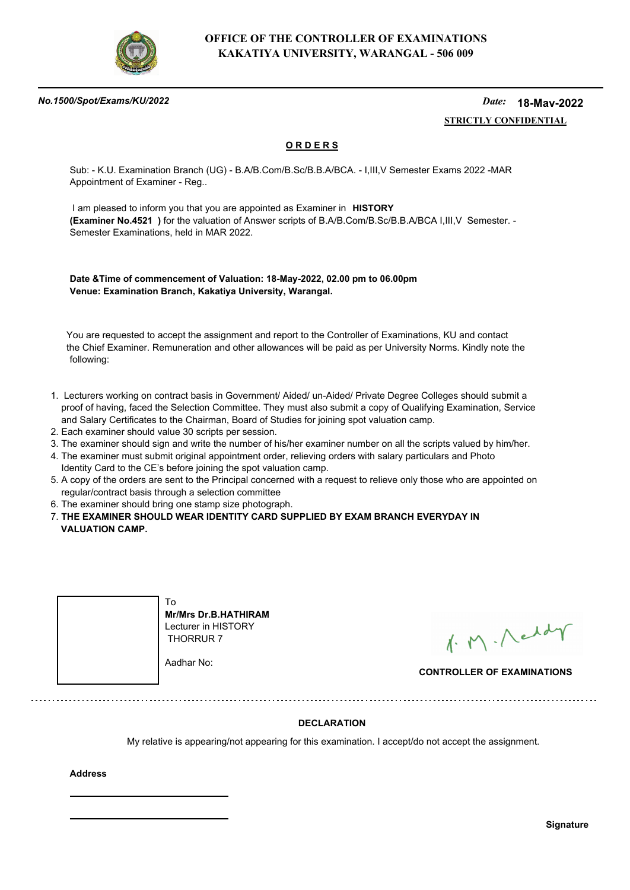# OFFICE OF THE CONTROLLER OF EXAMINATIONS
# KAKATIYA UNIVERSITY, WARANGAL - 506 009

***No.1500/Spot/Exams/KU/2022*** *Date:* **18-May-2022**

**STRICTLY CONFIDENTIAL**

## ORDERS

Sub: - K.U. Examination Branch (UG) - B.A/B.Com/B.Sc/B.B.A/BCA. - I,III,V Semester Exams 2022 -MAR Appointment of Examiner - Reg..

I am pleased to inform you that you are appointed as Examiner in **HISTORY** **(Examiner No.4521 )** for the valuation of Answer scripts of B.A/B.Com/B.Sc/B.B.A/BCA I,III,V Semester. - Semester Examinations, held in MAR 2022.

**Date &Time of commencement of Valuation: 18-May-2022, 02.00 pm to 06.00pm**
**Venue: Examination Branch, Kakatiya University, Warangal.**

You are requested to accept the assignment and report to the Controller of Examinations, KU and contact the Chief Examiner. Remuneration and other allowances will be paid as per University Norms. Kindly note the following:

1. Lecturers working on contract basis in Government/ Aided/ un-Aided/ Private Degree Colleges should submit a proof of having, faced the Selection Committee. They must also submit a copy of Qualifying Examination, Service and Salary Certificates to the Chairman, Board of Studies for joining spot valuation camp.
2. Each examiner should value 30 scripts per session.
3. The examiner should sign and write the number of his/her examiner number on all the scripts valued by him/her.
4. The examiner must submit original appointment order, relieving orders with salary particulars and Photo Identity Card to the CE's before joining the spot valuation camp.
5. A copy of the orders are sent to the Principal concerned with a request to relieve only those who are appointed on regular/contract basis through a selection committee
6. The examiner should bring one stamp size photograph.
7. **THE EXAMINER SHOULD WEAR IDENTITY CARD SUPPLIED BY EXAM BRANCH EVERYDAY IN VALUATION CAMP.**

To
**Mr/Mrs Dr.B.HATHIRAM**
Lecturer in HISTORY
THORRUR 7

Aadhar No:

**CONTROLLER OF EXAMINATIONS**

---

**DECLARATION**

My relative is appearing/not appearing for this examination. I accept/do not accept the assignment.

**Address**

**Signature**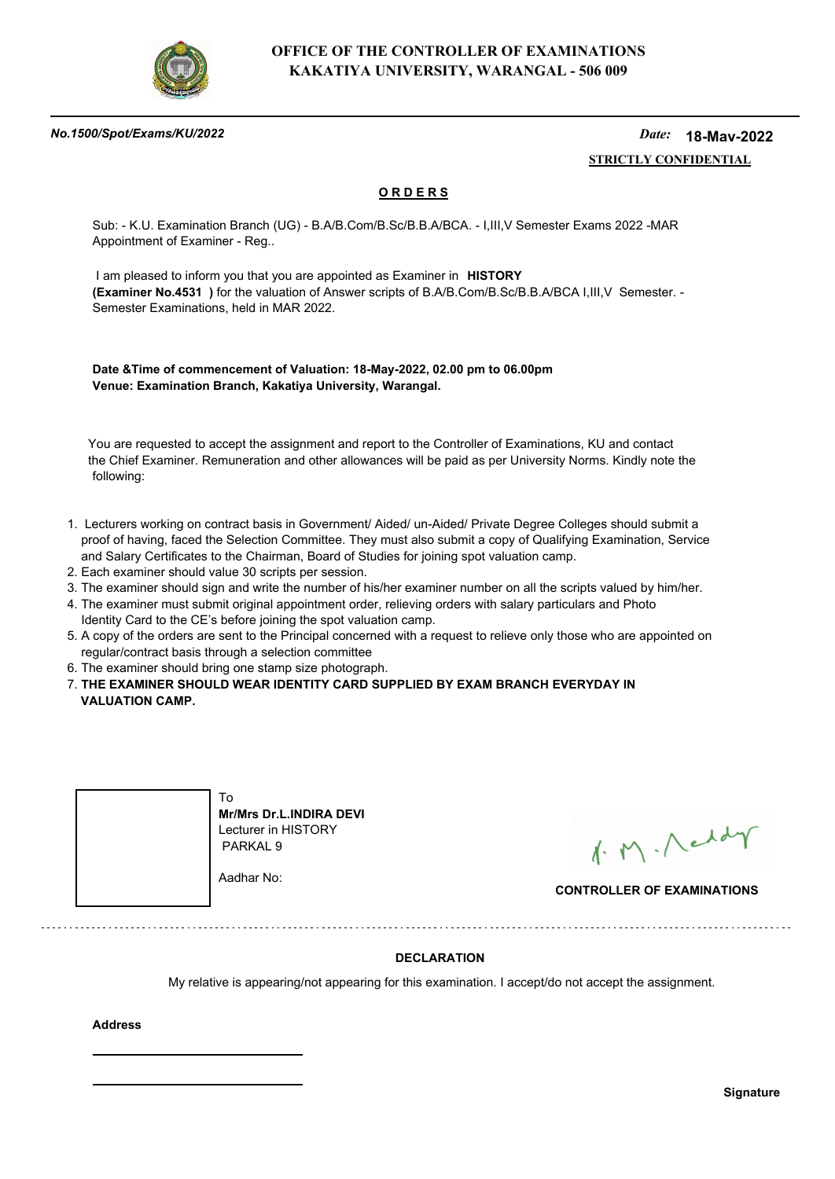**OFFICE OF THE CONTROLLER OF EXAMINATIONS**
**KAKATIYA UNIVERSITY, WARANGAL - 506 009**

*No.1500/Spot/Exams/KU/2022* *Date:* **18-May-2022**

**STRICTLY CONFIDENTIAL**

## ORDERS

Sub: - K.U. Examination Branch (UG) - B.A/B.Com/B.Sc/B.B.A/BCA. - I,III,V Semester Exams 2022 -MAR Appointment of Examiner - Reg..

I am pleased to inform you that you are appointed as Examiner in **HISTORY** **(Examiner No.4531 )** for the valuation of Answer scripts of B.A/B.Com/B.Sc/B.B.A/BCA I,III,V Semester. - Semester Examinations, held in MAR 2022.

**Date &Time of commencement of Valuation: 18-May-2022, 02.00 pm to 06.00pm**
**Venue: Examination Branch, Kakatiya University, Warangal.**

You are requested to accept the assignment and report to the Controller of Examinations, KU and contact the Chief Examiner. Remuneration and other allowances will be paid as per University Norms. Kindly note the following:

1. Lecturers working on contract basis in Government/ Aided/ un-Aided/ Private Degree Colleges should submit a proof of having, faced the Selection Committee. They must also submit a copy of Qualifying Examination, Service and Salary Certificates to the Chairman, Board of Studies for joining spot valuation camp.
2. Each examiner should value 30 scripts per session.
3. The examiner should sign and write the number of his/her examiner number on all the scripts valued by him/her.
4. The examiner must submit original appointment order, relieving orders with salary particulars and Photo Identity Card to the CE's before joining the spot valuation camp.
5. A copy of the orders are sent to the Principal concerned with a request to relieve only those who are appointed on regular/contract basis through a selection committee
6. The examiner should bring one stamp size photograph.
7. **THE EXAMINER SHOULD WEAR IDENTITY CARD SUPPLIED BY EXAM BRANCH EVERYDAY IN VALUATION CAMP.**

To
**Mr/Mrs Dr.L.INDIRA DEVI**
Lecturer in HISTORY
PARKAL 9

Aadhar No:

**CONTROLLER OF EXAMINATIONS**

**DECLARATION**

My relative is appearing/not appearing for this examination. I accept/do not accept the assignment.

**Address**

**Signature**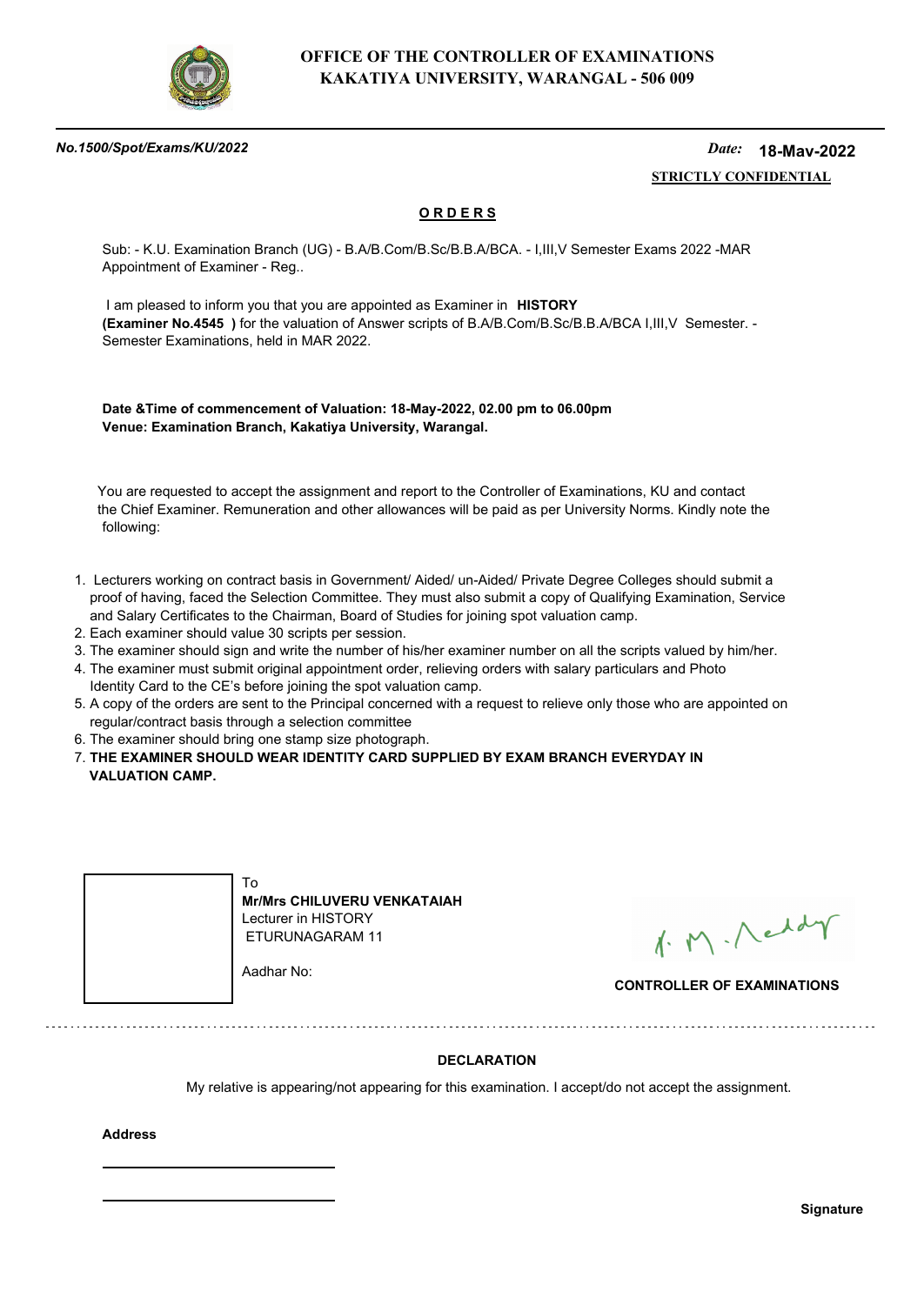# OFFICE OF THE CONTROLLER OF EXAMINATIONS
# KAKATIYA UNIVERSITY, WARANGAL - 506 009

*No.1500/Spot/Exams/KU/2022* *Date:* **18-May-2022**

**STRICTLY CONFIDENTIAL**

## O R D E R S

Sub: - K.U. Examination Branch (UG) - B.A/B.Com/B.Sc/B.B.A/BCA. - I,III,V Semester Exams 2022 -MAR Appointment of Examiner - Reg..

I am pleased to inform you that you are appointed as Examiner in **HISTORY** **(Examiner No.4545 )** for the valuation of Answer scripts of B.A/B.Com/B.Sc/B.B.A/BCA I,III,V Semester. - Semester Examinations, held in MAR 2022.

**Date &Time of commencement of Valuation: 18-May-2022, 02.00 pm to 06.00pm**
**Venue: Examination Branch, Kakatiya University, Warangal.**

You are requested to accept the assignment and report to the Controller of Examinations, KU and contact the Chief Examiner. Remuneration and other allowances will be paid as per University Norms. Kindly note the following:

1. Lecturers working on contract basis in Government/ Aided/ un-Aided/ Private Degree Colleges should submit a proof of having, faced the Selection Committee. They must also submit a copy of Qualifying Examination, Service and Salary Certificates to the Chairman, Board of Studies for joining spot valuation camp.
2. Each examiner should value 30 scripts per session.
3. The examiner should sign and write the number of his/her examiner number on all the scripts valued by him/her.
4. The examiner must submit original appointment order, relieving orders with salary particulars and Photo Identity Card to the CE's before joining the spot valuation camp.
5. A copy of the orders are sent to the Principal concerned with a request to relieve only those who are appointed on regular/contract basis through a selection committee
6. The examiner should bring one stamp size photograph.
7. **THE EXAMINER SHOULD WEAR IDENTITY CARD SUPPLIED BY EXAM BRANCH EVERYDAY IN VALUATION CAMP.**

To
**Mr/Mrs CHILUVERU VENKATAIAH**
Lecturer in HISTORY
ETURUNAGARAM 11

Aadhar No:

**CONTROLLER OF EXAMINATIONS**

---

**DECLARATION**

My relative is appearing/not appearing for this examination. I accept/do not accept the assignment.

**Address**

\_\_\_\_\_\_\_\_\_\_\_\_\_\_\_\_\_\_\_\_\_\_\_\_\_\_\_\_

\_\_\_\_\_\_\_\_\_\_\_\_\_\_\_\_\_\_\_\_\_\_\_\_\_\_\_\_

**Signature**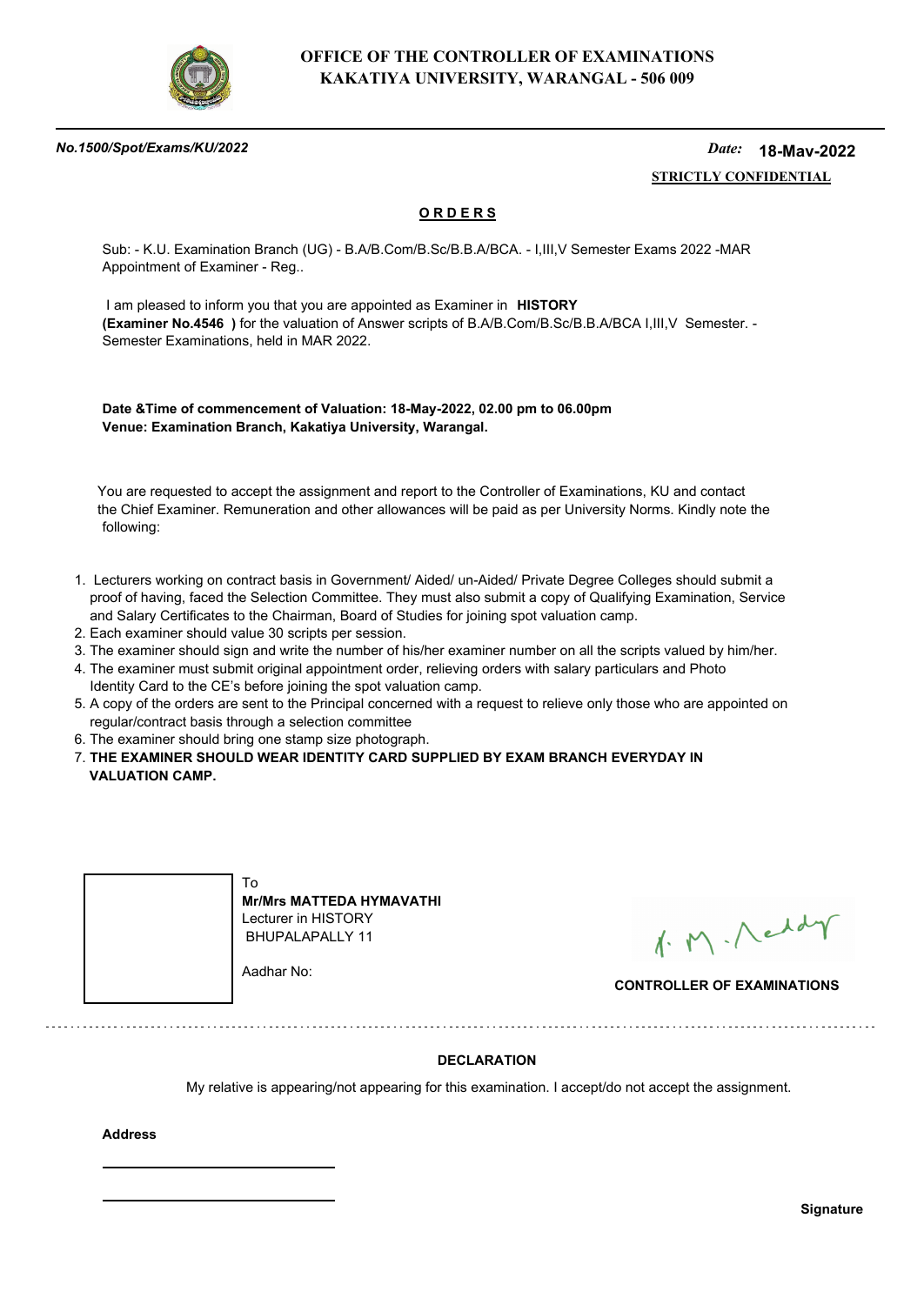**OFFICE OF THE CONTROLLER OF EXAMINATIONS**
**KAKATIYA UNIVERSITY, WARANGAL - 506 009**

*No.1500/Spot/Exams/KU/2022* *Date:* **18-May-2022**

**STRICTLY CONFIDENTIAL**

## ORDERS

Sub: - K.U. Examination Branch (UG) - B.A/B.Com/B.Sc/B.B.A/BCA. - I,III,V Semester Exams 2022 -MAR Appointment of Examiner - Reg..

I am pleased to inform you that you are appointed as Examiner in **HISTORY (Examiner No.4546 )** for the valuation of Answer scripts of B.A/B.Com/B.Sc/B.B.A/BCA I,III,V Semester. - Semester Examinations, held in MAR 2022.

**Date &Time of commencement of Valuation: 18-May-2022, 02.00 pm to 06.00pm**
**Venue: Examination Branch, Kakatiya University, Warangal.**

You are requested to accept the assignment and report to the Controller of Examinations, KU and contact the Chief Examiner. Remuneration and other allowances will be paid as per University Norms. Kindly note the following:

1. Lecturers working on contract basis in Government/ Aided/ un-Aided/ Private Degree Colleges should submit a proof of having, faced the Selection Committee. They must also submit a copy of Qualifying Examination, Service and Salary Certificates to the Chairman, Board of Studies for joining spot valuation camp.
2. Each examiner should value 30 scripts per session.
3. The examiner should sign and write the number of his/her examiner number on all the scripts valued by him/her.
4. The examiner must submit original appointment order, relieving orders with salary particulars and Photo Identity Card to the CE's before joining the spot valuation camp.
5. A copy of the orders are sent to the Principal concerned with a request to relieve only those who are appointed on regular/contract basis through a selection committee
6. The examiner should bring one stamp size photograph.
7. **THE EXAMINER SHOULD WEAR IDENTITY CARD SUPPLIED BY EXAM BRANCH EVERYDAY IN VALUATION CAMP.**

To
**Mr/Mrs MATTEDA HYMAVATHI**
Lecturer in HISTORY
BHUPALAPALLY 11

Aadhar No:

**CONTROLLER OF EXAMINATIONS**

---

**DECLARATION**

My relative is appearing/not appearing for this examination. I accept/do not accept the assignment.

**Address**

\_\_\_\_\_\_\_\_\_\_\_\_\_\_\_\_\_\_\_\_

\_\_\_\_\_\_\_\_\_\_\_\_\_\_\_\_\_\_\_\_

**Signature**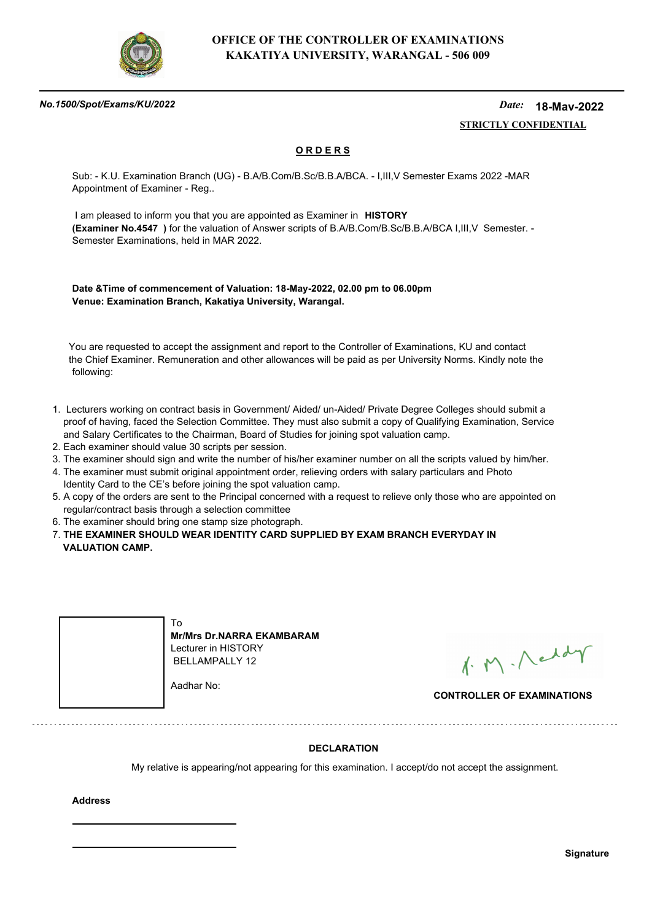**OFFICE OF THE CONTROLLER OF EXAMINATIONS**
**KAKATIYA UNIVERSITY, WARANGAL - 506 009**

*No.1500/Spot/Exams/KU/2022* *Date:* **18-May-2022**

**STRICTLY CONFIDENTIAL**

## O R D E R S

Sub: - K.U. Examination Branch (UG) - B.A/B.Com/B.Sc/B.B.A/BCA. - I,III,V Semester Exams 2022 -MAR Appointment of Examiner - Reg..

I am pleased to inform you that you are appointed as Examiner in **HISTORY** **(Examiner No.4547 )** for the valuation of Answer scripts of B.A/B.Com/B.Sc/B.B.A/BCA I,III,V Semester. - Semester Examinations, held in MAR 2022.

**Date &Time of commencement of Valuation: 18-May-2022, 02.00 pm to 06.00pm**
**Venue: Examination Branch, Kakatiya University, Warangal.**

You are requested to accept the assignment and report to the Controller of Examinations, KU and contact the Chief Examiner. Remuneration and other allowances will be paid as per University Norms. Kindly note the following:

1. Lecturers working on contract basis in Government/ Aided/ un-Aided/ Private Degree Colleges should submit a proof of having, faced the Selection Committee. They must also submit a copy of Qualifying Examination, Service and Salary Certificates to the Chairman, Board of Studies for joining spot valuation camp.
2. Each examiner should value 30 scripts per session.
3. The examiner should sign and write the number of his/her examiner number on all the scripts valued by him/her.
4. The examiner must submit original appointment order, relieving orders with salary particulars and Photo Identity Card to the CE's before joining the spot valuation camp.
5. A copy of the orders are sent to the Principal concerned with a request to relieve only those who are appointed on regular/contract basis through a selection committee
6. The examiner should bring one stamp size photograph.
7. **THE EXAMINER SHOULD WEAR IDENTITY CARD SUPPLIED BY EXAM BRANCH EVERYDAY IN VALUATION CAMP.**

To
**Mr/Mrs Dr.NARRA EKAMBARAM**
Lecturer in HISTORY
BELLAMPALLY 12

Aadhar No:

**CONTROLLER OF EXAMINATIONS**

**DECLARATION**

My relative is appearing/not appearing for this examination. I accept/do not accept the assignment.

**Address**

**Signature**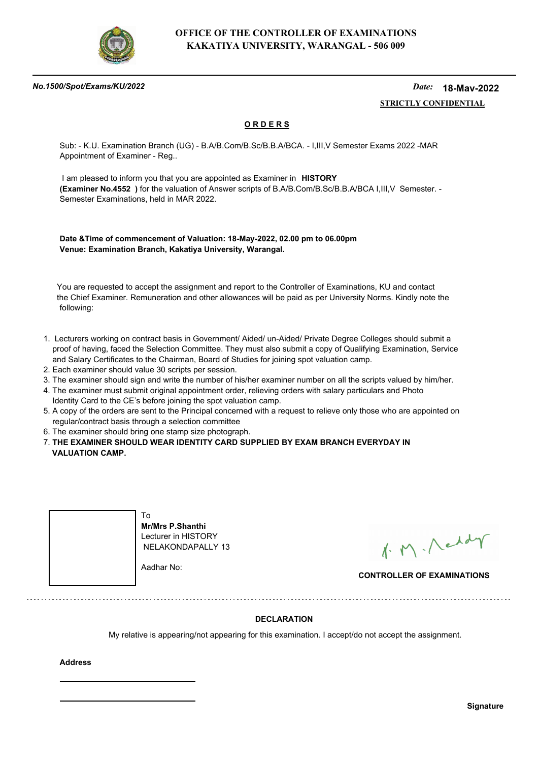**OFFICE OF THE CONTROLLER OF EXAMINATIONS**
**KAKATIYA UNIVERSITY, WARANGAL - 506 009**

***No.1500/Spot/Exams/KU/2022*** ***Date:*** **18-May-2022**

**STRICTLY CONFIDENTIAL**

**ORDERS**

Sub: - K.U. Examination Branch (UG) - B.A/B.Com/B.Sc/B.B.A/BCA. - I,III,V Semester Exams 2022 -MAR Appointment of Examiner - Reg..

I am pleased to inform you that you are appointed as Examiner in **HISTORY** **(Examiner No.4552 )** for the valuation of Answer scripts of B.A/B.Com/B.Sc/B.B.A/BCA I,III,V Semester. - Semester Examinations, held in MAR 2022.

**Date &Time of commencement of Valuation: 18-May-2022, 02.00 pm to 06.00pm**
**Venue: Examination Branch, Kakatiya University, Warangal.**

You are requested to accept the assignment and report to the Controller of Examinations, KU and contact the Chief Examiner. Remuneration and other allowances will be paid as per University Norms. Kindly note the following:

1. Lecturers working on contract basis in Government/ Aided/ un-Aided/ Private Degree Colleges should submit a proof of having, faced the Selection Committee. They must also submit a copy of Qualifying Examination, Service and Salary Certificates to the Chairman, Board of Studies for joining spot valuation camp.
2. Each examiner should value 30 scripts per session.
3. The examiner should sign and write the number of his/her examiner number on all the scripts valued by him/her.
4. The examiner must submit original appointment order, relieving orders with salary particulars and Photo Identity Card to the CE's before joining the spot valuation camp.
5. A copy of the orders are sent to the Principal concerned with a request to relieve only those who are appointed on regular/contract basis through a selection committee
6. The examiner should bring one stamp size photograph.
7. **THE EXAMINER SHOULD WEAR IDENTITY CARD SUPPLIED BY EXAM BRANCH EVERYDAY IN VALUATION CAMP.**

To
**Mr/Mrs P.Shanthi**
Lecturer in HISTORY
NELAKONDAPALLY 13

Aadhar No:

**CONTROLLER OF EXAMINATIONS**

**DECLARATION**

My relative is appearing/not appearing for this examination. I accept/do not accept the assignment.

**Address**

**Signature**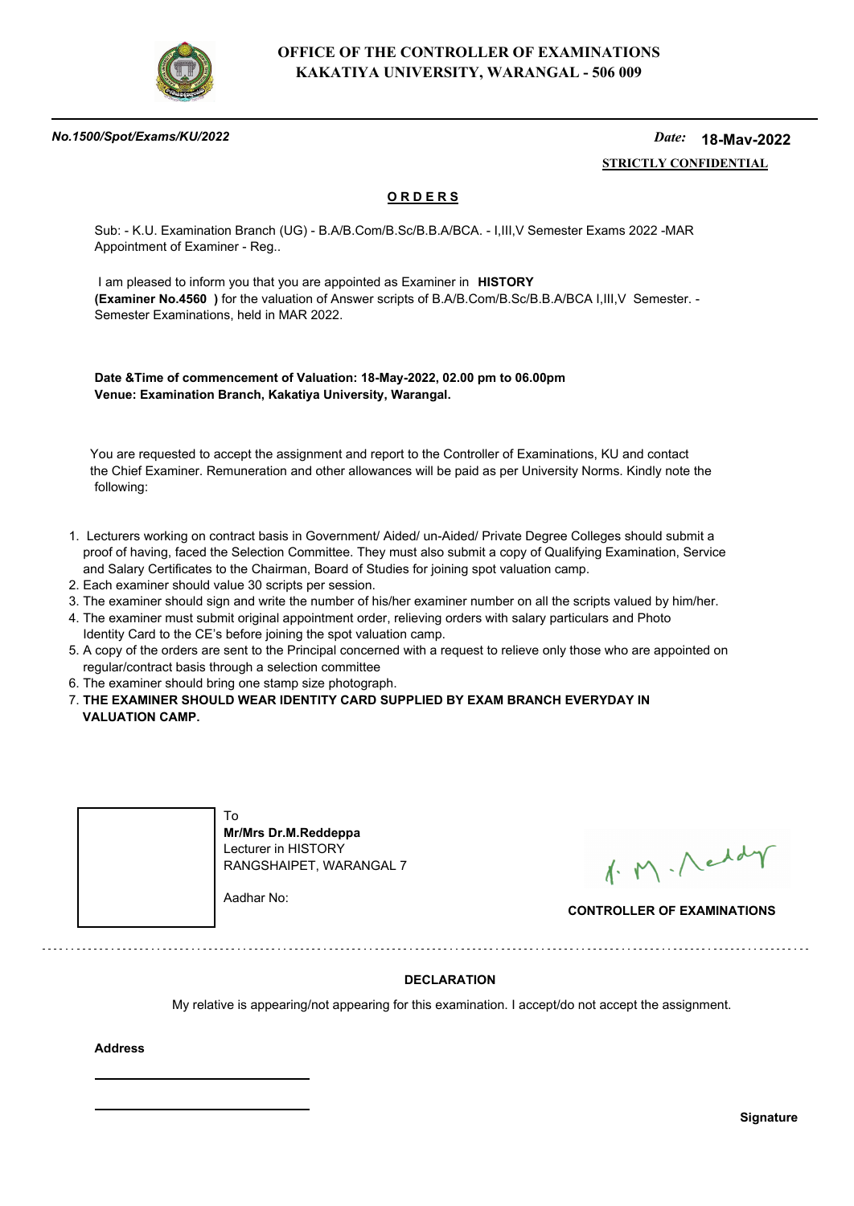**OFFICE OF THE CONTROLLER OF EXAMINATIONS**
**KAKATIYA UNIVERSITY, WARANGAL - 506 009**

***No.1500/Spot/Exams/KU/2022*** *Date:* **18-May-2022**

**STRICTLY CONFIDENTIAL**

## O R D E R S

Sub: - K.U. Examination Branch (UG) - B.A/B.Com/B.Sc/B.B.A/BCA. - I,III,V Semester Exams 2022 -MAR Appointment of Examiner - Reg..

I am pleased to inform you that you are appointed as Examiner in **HISTORY (Examiner No.4560 )** for the valuation of Answer scripts of B.A/B.Com/B.Sc/B.B.A/BCA I,III,V Semester. - Semester Examinations, held in MAR 2022.

**Date &Time of commencement of Valuation: 18-May-2022, 02.00 pm to 06.00pm**
**Venue: Examination Branch, Kakatiya University, Warangal.**

You are requested to accept the assignment and report to the Controller of Examinations, KU and contact the Chief Examiner. Remuneration and other allowances will be paid as per University Norms. Kindly note the following:

1. Lecturers working on contract basis in Government/ Aided/ un-Aided/ Private Degree Colleges should submit a proof of having, faced the Selection Committee. They must also submit a copy of Qualifying Examination, Service and Salary Certificates to the Chairman, Board of Studies for joining spot valuation camp.
2. Each examiner should value 30 scripts per session.
3. The examiner should sign and write the number of his/her examiner number on all the scripts valued by him/her.
4. The examiner must submit original appointment order, relieving orders with salary particulars and Photo Identity Card to the CE's before joining the spot valuation camp.
5. A copy of the orders are sent to the Principal concerned with a request to relieve only those who are appointed on regular/contract basis through a selection committee
6. The examiner should bring one stamp size photograph.
7. **THE EXAMINER SHOULD WEAR IDENTITY CARD SUPPLIED BY EXAM BRANCH EVERYDAY IN VALUATION CAMP.**

To
**Mr/Mrs Dr.M.Reddeppa**
Lecturer in HISTORY
RANGSHAIPET, WARANGAL 7

Aadhar No:

**CONTROLLER OF EXAMINATIONS**

### DECLARATION

My relative is appearing/not appearing for this examination. I accept/do not accept the assignment.

**Address**

**Signature**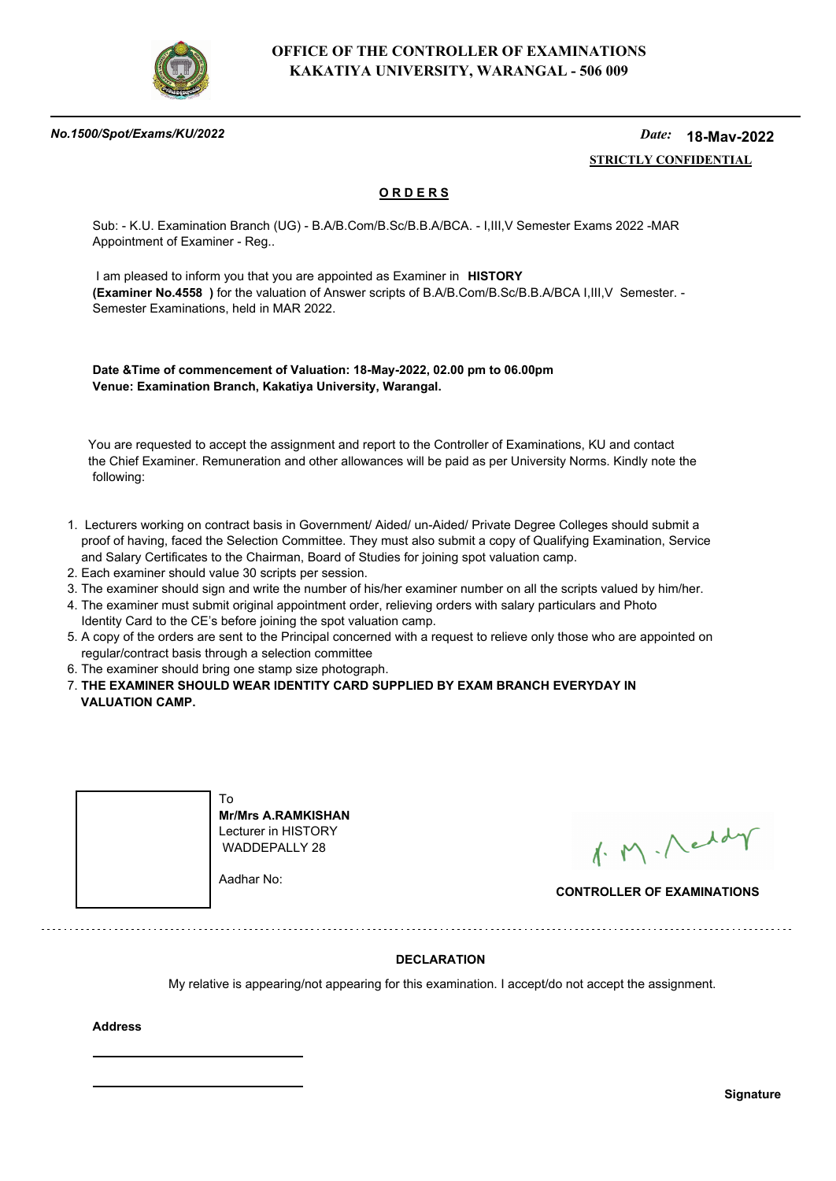**OFFICE OF THE CONTROLLER OF EXAMINATIONS**
**KAKATIYA UNIVERSITY, WARANGAL - 506 009**

***No.1500/Spot/Exams/KU/2022*** *Date:* **18-May-2022**

**STRICTLY CONFIDENTIAL**

## O R D E R S

Sub: - K.U. Examination Branch (UG) - B.A/B.Com/B.Sc/B.B.A/BCA. - I,III,V Semester Exams 2022 -MAR Appointment of Examiner - Reg..

I am pleased to inform you that you are appointed as Examiner in **HISTORY** **(Examiner No.4558 )** for the valuation of Answer scripts of B.A/B.Com/B.Sc/B.B.A/BCA I,III,V Semester. - Semester Examinations, held in MAR 2022.

**Date &Time of commencement of Valuation: 18-May-2022, 02.00 pm to 06.00pm**
**Venue: Examination Branch, Kakatiya University, Warangal.**

You are requested to accept the assignment and report to the Controller of Examinations, KU and contact the Chief Examiner. Remuneration and other allowances will be paid as per University Norms. Kindly note the following:

1. Lecturers working on contract basis in Government/ Aided/ un-Aided/ Private Degree Colleges should submit a proof of having, faced the Selection Committee. They must also submit a copy of Qualifying Examination, Service and Salary Certificates to the Chairman, Board of Studies for joining spot valuation camp.
2. Each examiner should value 30 scripts per session.
3. The examiner should sign and write the number of his/her examiner number on all the scripts valued by him/her.
4. The examiner must submit original appointment order, relieving orders with salary particulars and Photo Identity Card to the CE's before joining the spot valuation camp.
5. A copy of the orders are sent to the Principal concerned with a request to relieve only those who are appointed on regular/contract basis through a selection committee
6. The examiner should bring one stamp size photograph.
7. **THE EXAMINER SHOULD WEAR IDENTITY CARD SUPPLIED BY EXAM BRANCH EVERYDAY IN VALUATION CAMP.**

To
**Mr/Mrs A.RAMKISHAN**
Lecturer in HISTORY
WADDEPALLY 28

Aadhar No:

**CONTROLLER OF EXAMINATIONS**

---

**DECLARATION**

My relative is appearing/not appearing for this examination. I accept/do not accept the assignment.

**Address**

\_\_\_\_\_\_\_\_\_\_\_\_\_\_\_\_\_\_\_\_\_\_\_\_\_\_

\_\_\_\_\_\_\_\_\_\_\_\_\_\_\_\_\_\_\_\_\_\_\_\_\_\_

**Signature**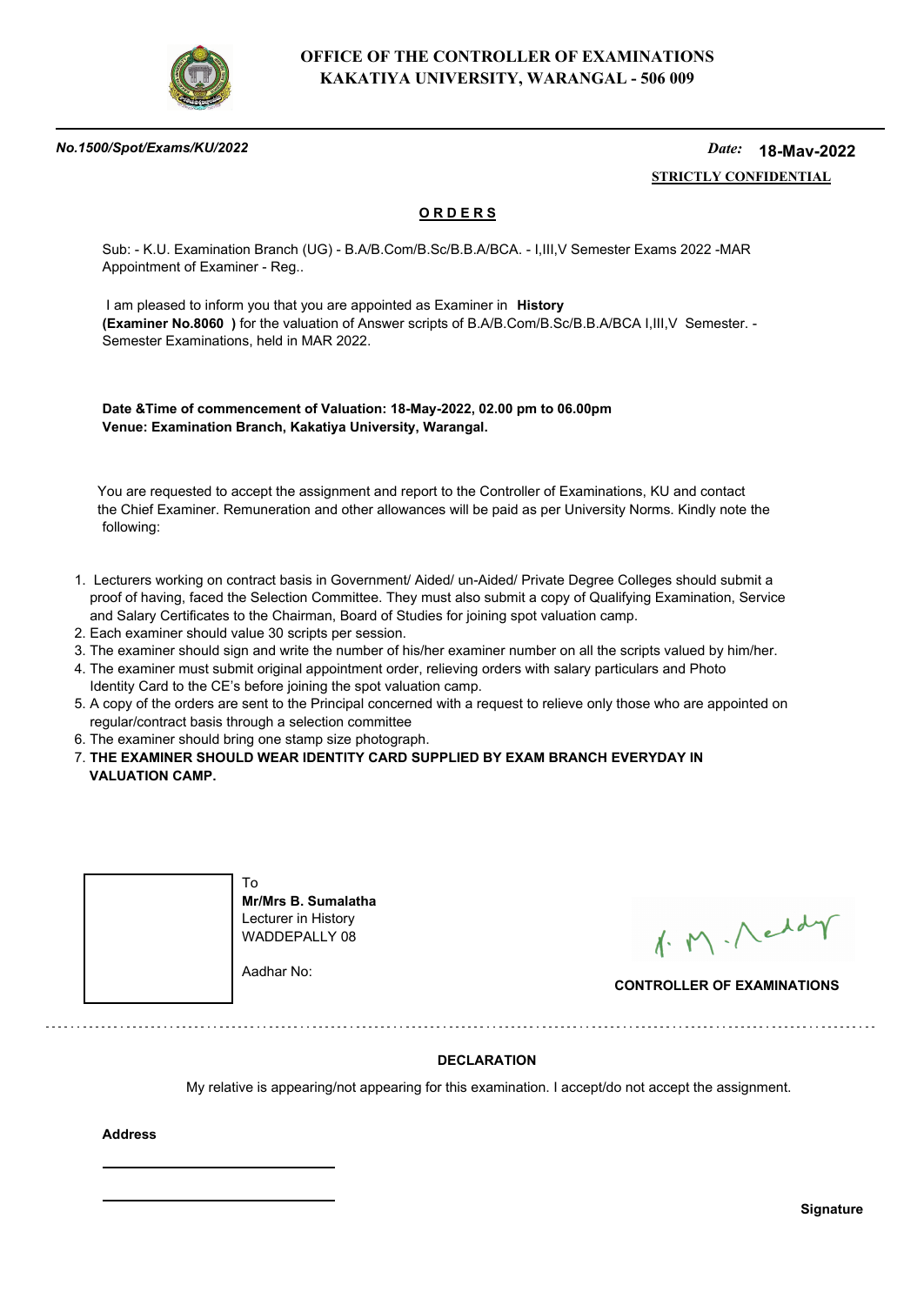# OFFICE OF THE CONTROLLER OF EXAMINATIONS
# KAKATIYA UNIVERSITY, WARANGAL - 506 009

***No.1500/Spot/Exams/KU/2022*** *Date:* **18-May-2022**

**STRICTLY CONFIDENTIAL**

## ORDERS

Sub: - K.U. Examination Branch (UG) - B.A/B.Com/B.Sc/B.B.A/BCA. - I,III,V Semester Exams 2022 -MAR Appointment of Examiner - Reg..

I am pleased to inform you that you are appointed as Examiner in **History (Examiner No.8060 )** for the valuation of Answer scripts of B.A/B.Com/B.Sc/B.B.A/BCA I,III,V Semester. - Semester Examinations, held in MAR 2022.

**Date &Time of commencement of Valuation: 18-May-2022, 02.00 pm to 06.00pm**
**Venue: Examination Branch, Kakatiya University, Warangal.**

You are requested to accept the assignment and report to the Controller of Examinations, KU and contact the Chief Examiner. Remuneration and other allowances will be paid as per University Norms. Kindly note the following:

1. Lecturers working on contract basis in Government/ Aided/ un-Aided/ Private Degree Colleges should submit a proof of having, faced the Selection Committee. They must also submit a copy of Qualifying Examination, Service and Salary Certificates to the Chairman, Board of Studies for joining spot valuation camp.
2. Each examiner should value 30 scripts per session.
3. The examiner should sign and write the number of his/her examiner number on all the scripts valued by him/her.
4. The examiner must submit original appointment order, relieving orders with salary particulars and Photo Identity Card to the CE's before joining the spot valuation camp.
5. A copy of the orders are sent to the Principal concerned with a request to relieve only those who are appointed on regular/contract basis through a selection committee
6. The examiner should bring one stamp size photograph.
7. **THE EXAMINER SHOULD WEAR IDENTITY CARD SUPPLIED BY EXAM BRANCH EVERYDAY IN VALUATION CAMP.**

To
**Mr/Mrs B. Sumalatha**
Lecturer in History
WADDEPALLY 08

Aadhar No:

**CONTROLLER OF EXAMINATIONS**

---

**DECLARATION**

My relative is appearing/not appearing for this examination. I accept/do not accept the assignment.

**Address**

______________________

______________________

**Signature**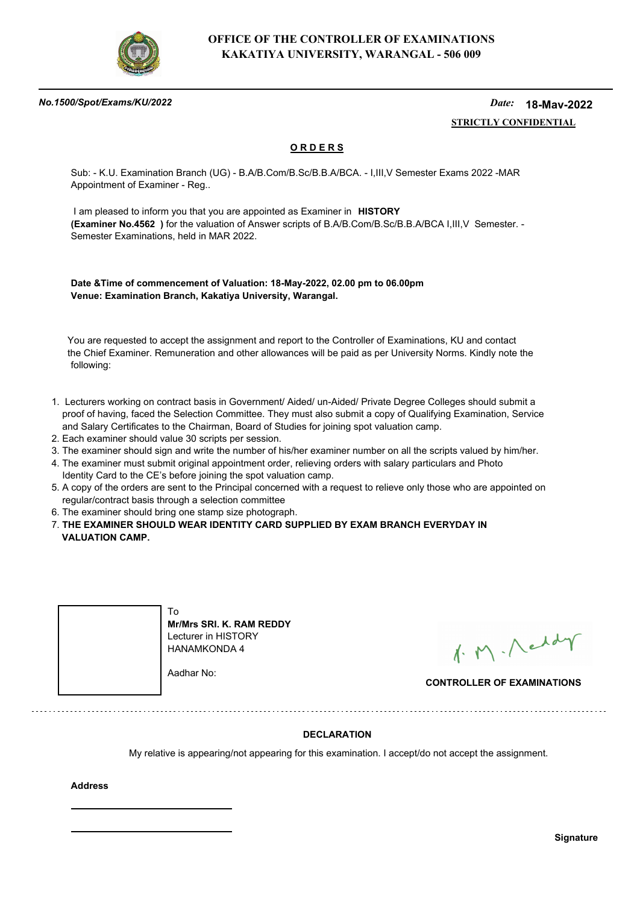# OFFICE OF THE CONTROLLER OF EXAMINATIONS
# KAKATIYA UNIVERSITY, WARANGAL - 506 009

*No.1500/Spot/Exams/KU/2022* *Date:* **18-May-2022**

**STRICTLY CONFIDENTIAL**

## ORDERS

Sub: - K.U. Examination Branch (UG) - B.A/B.Com/B.Sc/B.B.A/BCA. - I,III,V Semester Exams 2022 -MAR Appointment of Examiner - Reg..

I am pleased to inform you that you are appointed as Examiner in **HISTORY** **(Examiner No.4562 )** for the valuation of Answer scripts of B.A/B.Com/B.Sc/B.B.A/BCA I,III,V Semester. - Semester Examinations, held in MAR 2022.

**Date &Time of commencement of Valuation: 18-May-2022, 02.00 pm to 06.00pm**
**Venue: Examination Branch, Kakatiya University, Warangal.**

You are requested to accept the assignment and report to the Controller of Examinations, KU and contact the Chief Examiner. Remuneration and other allowances will be paid as per University Norms. Kindly note the following:

1. Lecturers working on contract basis in Government/ Aided/ un-Aided/ Private Degree Colleges should submit a proof of having, faced the Selection Committee. They must also submit a copy of Qualifying Examination, Service and Salary Certificates to the Chairman, Board of Studies for joining spot valuation camp.
2. Each examiner should value 30 scripts per session.
3. The examiner should sign and write the number of his/her examiner number on all the scripts valued by him/her.
4. The examiner must submit original appointment order, relieving orders with salary particulars and Photo Identity Card to the CE's before joining the spot valuation camp.
5. A copy of the orders are sent to the Principal concerned with a request to relieve only those who are appointed on regular/contract basis through a selection committee
6. The examiner should bring one stamp size photograph.
7. **THE EXAMINER SHOULD WEAR IDENTITY CARD SUPPLIED BY EXAM BRANCH EVERYDAY IN VALUATION CAMP.**

To
**Mr/Mrs SRI. K. RAM REDDY**
Lecturer in HISTORY
HANAMKONDA 4

Aadhar No:

**CONTROLLER OF EXAMINATIONS**

---

**DECLARATION**

My relative is appearing/not appearing for this examination. I accept/do not accept the assignment.

**Address**

**Signature**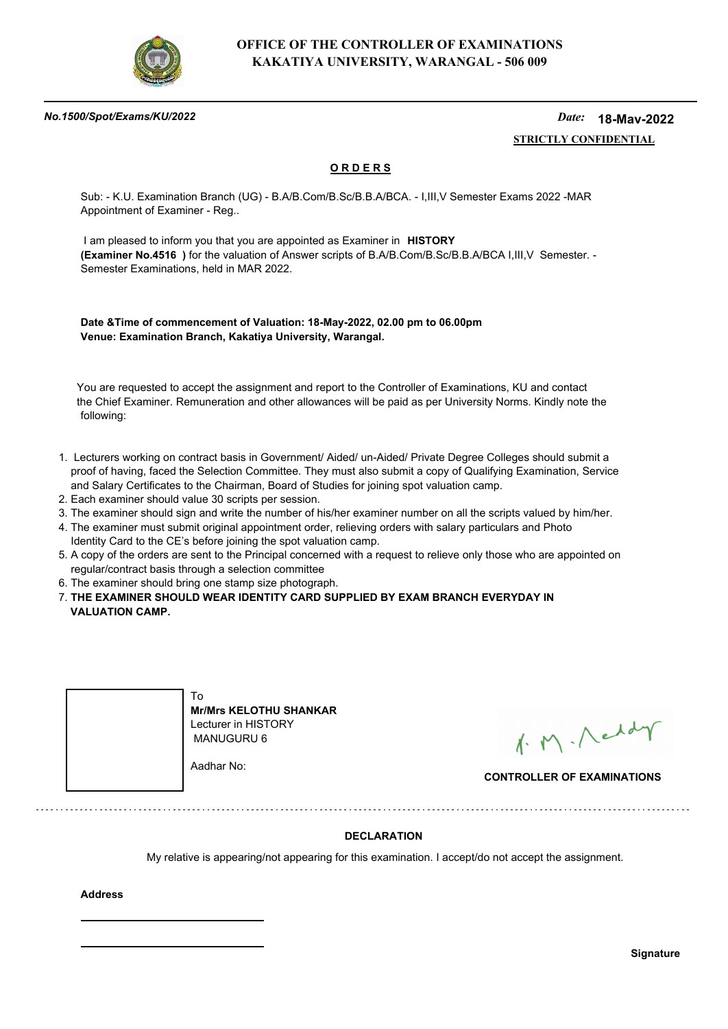**OFFICE OF THE CONTROLLER OF EXAMINATIONS**
**KAKATIYA UNIVERSITY, WARANGAL - 506 009**

***No.1500/Spot/Exams/KU/2022*** *Date:* **18-May-2022**

**STRICTLY CONFIDENTIAL**

## O R D E R S

Sub: - K.U. Examination Branch (UG) - B.A/B.Com/B.Sc/B.B.A/BCA. - I,III,V Semester Exams 2022 -MAR Appointment of Examiner - Reg..

I am pleased to inform you that you are appointed as Examiner in **HISTORY** **(Examiner No.4516 )** for the valuation of Answer scripts of B.A/B.Com/B.Sc/B.B.A/BCA I,III,V Semester. - Semester Examinations, held in MAR 2022.

**Date &Time of commencement of Valuation: 18-May-2022, 02.00 pm to 06.00pm**
**Venue: Examination Branch, Kakatiya University, Warangal.**

You are requested to accept the assignment and report to the Controller of Examinations, KU and contact the Chief Examiner. Remuneration and other allowances will be paid as per University Norms. Kindly note the following:

1. Lecturers working on contract basis in Government/ Aided/ un-Aided/ Private Degree Colleges should submit a proof of having, faced the Selection Committee. They must also submit a copy of Qualifying Examination, Service and Salary Certificates to the Chairman, Board of Studies for joining spot valuation camp.
2. Each examiner should value 30 scripts per session.
3. The examiner should sign and write the number of his/her examiner number on all the scripts valued by him/her.
4. The examiner must submit original appointment order, relieving orders with salary particulars and Photo Identity Card to the CE's before joining the spot valuation camp.
5. A copy of the orders are sent to the Principal concerned with a request to relieve only those who are appointed on regular/contract basis through a selection committee
6. The examiner should bring one stamp size photograph.
7. **THE EXAMINER SHOULD WEAR IDENTITY CARD SUPPLIED BY EXAM BRANCH EVERYDAY IN VALUATION CAMP.**

To
**Mr/Mrs KELOTHU SHANKAR**
Lecturer in HISTORY
MANUGURU 6

Aadhar No:

**CONTROLLER OF EXAMINATIONS**

---

**DECLARATION**

My relative is appearing/not appearing for this examination. I accept/do not accept the assignment.

**Address**

**Signature**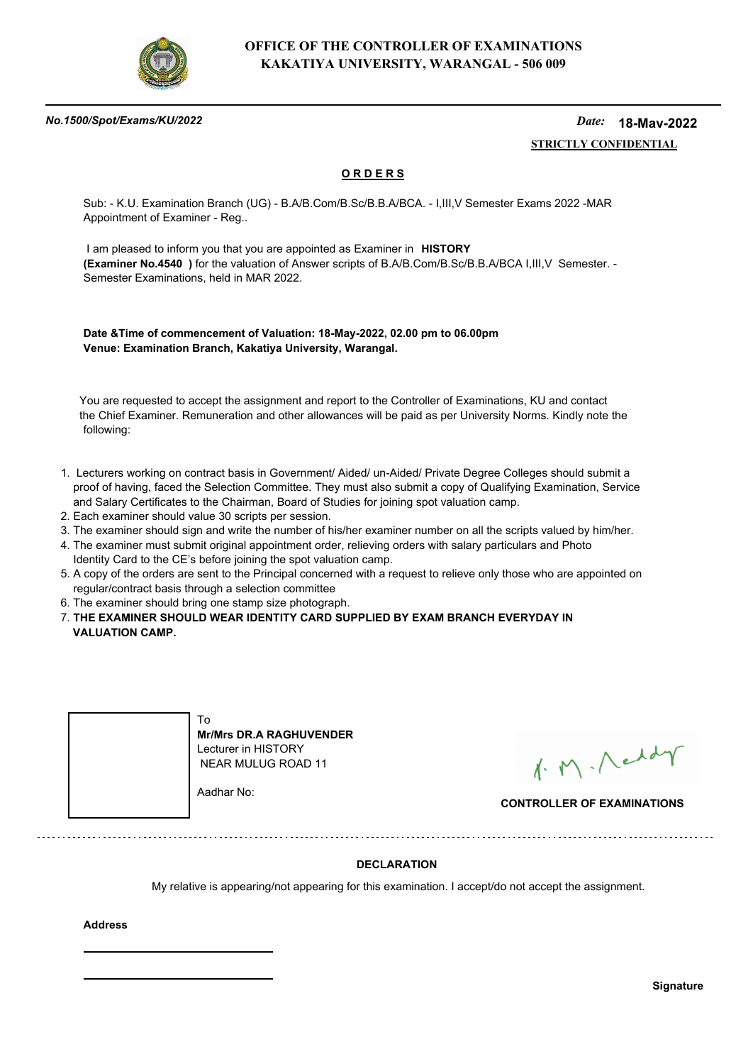# OFFICE OF THE CONTROLLER OF EXAMINATIONS
# KAKATIYA UNIVERSITY, WARANGAL - 506 009

***No.1500/Spot/Exams/KU/2022*** *Date:* **18-May-2022**

**STRICTLY CONFIDENTIAL**

## ORDERS

Sub: - K.U. Examination Branch (UG) - B.A/B.Com/B.Sc/B.B.A/BCA. - I,III,V Semester Exams 2022 -MAR Appointment of Examiner - Reg..

I am pleased to inform you that you are appointed as Examiner in **HISTORY (Examiner No.4540 )** for the valuation of Answer scripts of B.A/B.Com/B.Sc/B.B.A/BCA I,III,V Semester. - Semester Examinations, held in MAR 2022.

**Date &Time of commencement of Valuation: 18-May-2022, 02.00 pm to 06.00pm**
**Venue: Examination Branch, Kakatiya University, Warangal.**

You are requested to accept the assignment and report to the Controller of Examinations, KU and contact the Chief Examiner. Remuneration and other allowances will be paid as per University Norms. Kindly note the following:

1. Lecturers working on contract basis in Government/ Aided/ un-Aided/ Private Degree Colleges should submit a proof of having, faced the Selection Committee. They must also submit a copy of Qualifying Examination, Service and Salary Certificates to the Chairman, Board of Studies for joining spot valuation camp.
2. Each examiner should value 30 scripts per session.
3. The examiner should sign and write the number of his/her examiner number on all the scripts valued by him/her.
4. The examiner must submit original appointment order, relieving orders with salary particulars and Photo Identity Card to the CE's before joining the spot valuation camp.
5. A copy of the orders are sent to the Principal concerned with a request to relieve only those who are appointed on regular/contract basis through a selection committee
6. The examiner should bring one stamp size photograph.
7. **THE EXAMINER SHOULD WEAR IDENTITY CARD SUPPLIED BY EXAM BRANCH EVERYDAY IN VALUATION CAMP.**

To
**Mr/Mrs DR.A RAGHUVENDER**
Lecturer in HISTORY
NEAR MULUG ROAD 11

Aadhar No:

**CONTROLLER OF EXAMINATIONS**

---

**DECLARATION**

My relative is appearing/not appearing for this examination. I accept/do not accept the assignment.

**Address**

______________________________

______________________________

**Signature**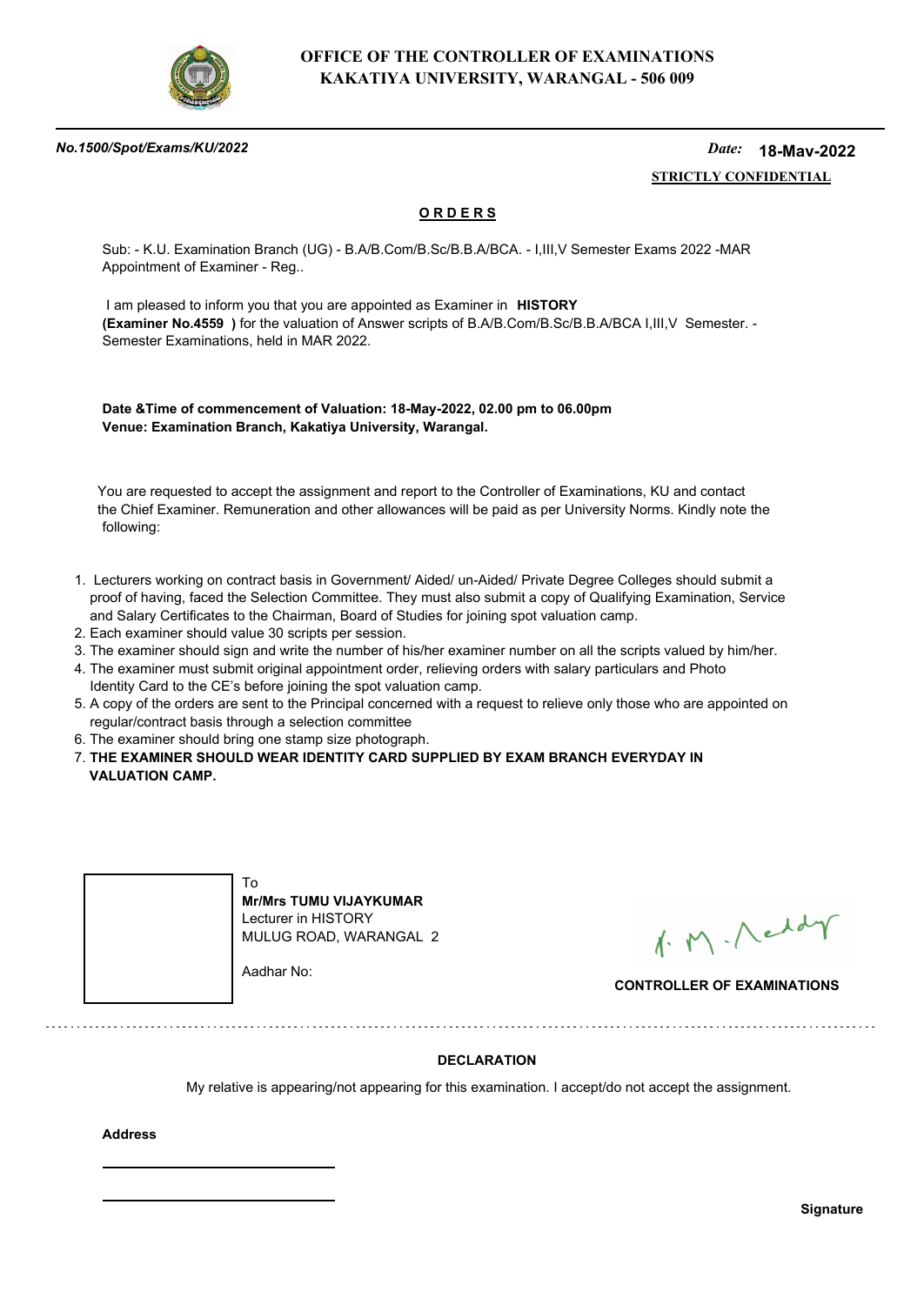# OFFICE OF THE CONTROLLER OF EXAMINATIONS
## KAKATIYA UNIVERSITY, WARANGAL - 506 009

***No.1500/Spot/Exams/KU/2022*** *Date:* **18-Mav-2022**

**STRICTLY CONFIDENTIAL**

**O R D E R S**

Sub: - K.U. Examination Branch (UG) - B.A/B.Com/B.Sc/B.B.A/BCA. - I,III,V Semester Exams 2022 -MAR Appointment of Examiner - Reg..

I am pleased to inform you that you are appointed as Examiner in **HISTORY** **(Examiner No.4559 )** for the valuation of Answer scripts of B.A/B.Com/B.Sc/B.B.A/BCA I,III,V Semester. - Semester Examinations, held in MAR 2022.

**Date &Time of commencement of Valuation: 18-May-2022, 02.00 pm to 06.00pm**
**Venue: Examination Branch, Kakatiya University, Warangal.**

You are requested to accept the assignment and report to the Controller of Examinations, KU and contact the Chief Examiner. Remuneration and other allowances will be paid as per University Norms. Kindly note the following:

1. Lecturers working on contract basis in Government/ Aided/ un-Aided/ Private Degree Colleges should submit a proof of having, faced the Selection Committee. They must also submit a copy of Qualifying Examination, Service and Salary Certificates to the Chairman, Board of Studies for joining spot valuation camp.
2. Each examiner should value 30 scripts per session.
3. The examiner should sign and write the number of his/her examiner number on all the scripts valued by him/her.
4. The examiner must submit original appointment order, relieving orders with salary particulars and Photo Identity Card to the CE's before joining the spot valuation camp.
5. A copy of the orders are sent to the Principal concerned with a request to relieve only those who are appointed on regular/contract basis through a selection committee
6. The examiner should bring one stamp size photograph.
7. **THE EXAMINER SHOULD WEAR IDENTITY CARD SUPPLIED BY EXAM BRANCH EVERYDAY IN VALUATION CAMP.**

To
**Mr/Mrs TUMU VIJAYKUMAR**
Lecturer in HISTORY
MULUG ROAD, WARANGAL 2

Aadhar No:

**CONTROLLER OF EXAMINATIONS**

**DECLARATION**

My relative is appearing/not appearing for this examination. I accept/do not accept the assignment.

**Address**

**Signature**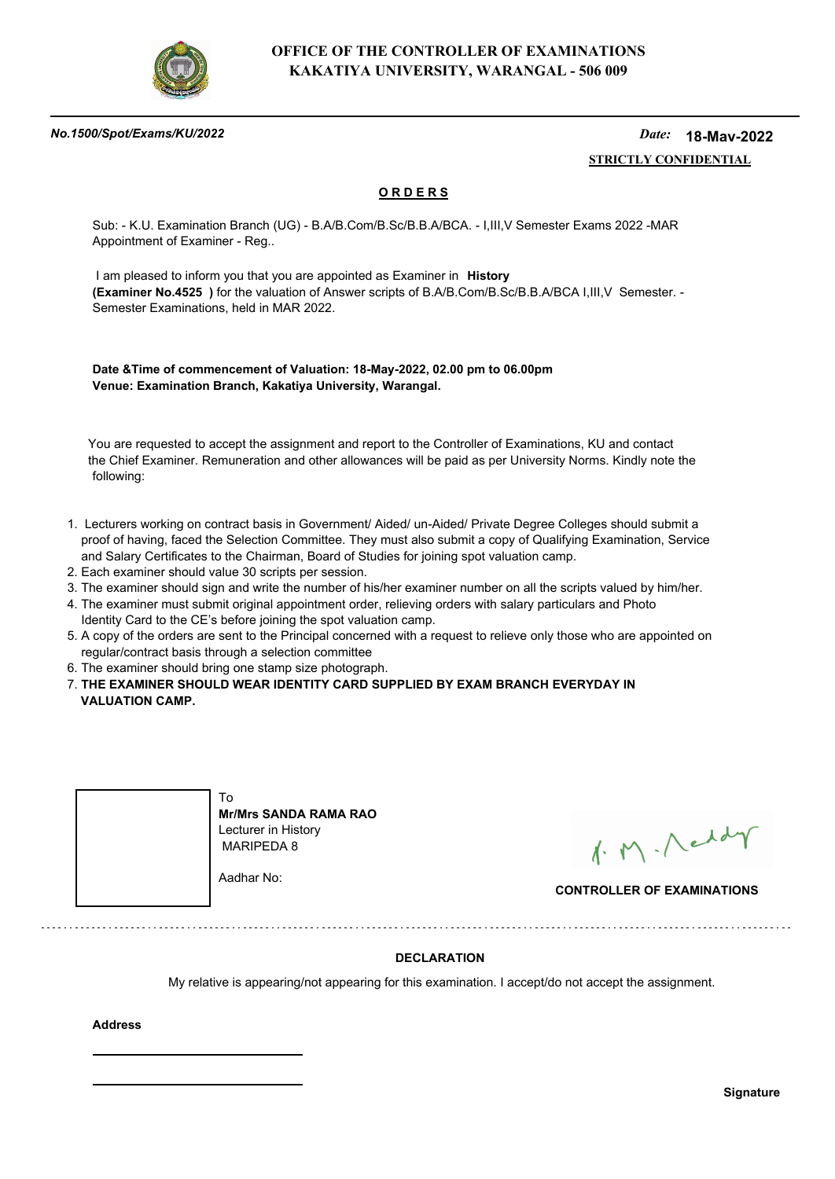**OFFICE OF THE CONTROLLER OF EXAMINATIONS**
**KAKATIYA UNIVERSITY, WARANGAL - 506 009**

***No.1500/Spot/Exams/KU/2022*** *Date:* **18-May-2022**

**STRICTLY CONFIDENTIAL**

## ORDERS

Sub: - K.U. Examination Branch (UG) - B.A/B.Com/B.Sc/B.B.A/BCA. - I,III,V Semester Exams 2022 -MAR Appointment of Examiner - Reg..

I am pleased to inform you that you are appointed as Examiner in **History (Examiner No.4525 )** for the valuation of Answer scripts of B.A/B.Com/B.Sc/B.B.A/BCA I,III,V Semester. - Semester Examinations, held in MAR 2022.

**Date &Time of commencement of Valuation: 18-May-2022, 02.00 pm to 06.00pm**
**Venue: Examination Branch, Kakatiya University, Warangal.**

You are requested to accept the assignment and report to the Controller of Examinations, KU and contact the Chief Examiner. Remuneration and other allowances will be paid as per University Norms. Kindly note the following:

1. Lecturers working on contract basis in Government/ Aided/ un-Aided/ Private Degree Colleges should submit a proof of having, faced the Selection Committee. They must also submit a copy of Qualifying Examination, Service and Salary Certificates to the Chairman, Board of Studies for joining spot valuation camp.
2. Each examiner should value 30 scripts per session.
3. The examiner should sign and write the number of his/her examiner number on all the scripts valued by him/her.
4. The examiner must submit original appointment order, relieving orders with salary particulars and Photo Identity Card to the CE's before joining the spot valuation camp.
5. A copy of the orders are sent to the Principal concerned with a request to relieve only those who are appointed on regular/contract basis through a selection committee
6. The examiner should bring one stamp size photograph.
7. **THE EXAMINER SHOULD WEAR IDENTITY CARD SUPPLIED BY EXAM BRANCH EVERYDAY IN VALUATION CAMP.**

To
**Mr/Mrs SANDA RAMA RAO**
Lecturer in History
MARIPEDA 8

Aadhar No:

**CONTROLLER OF EXAMINATIONS**

---

**DECLARATION**

My relative is appearing/not appearing for this examination. I accept/do not accept the assignment.

**Address**

**Signature**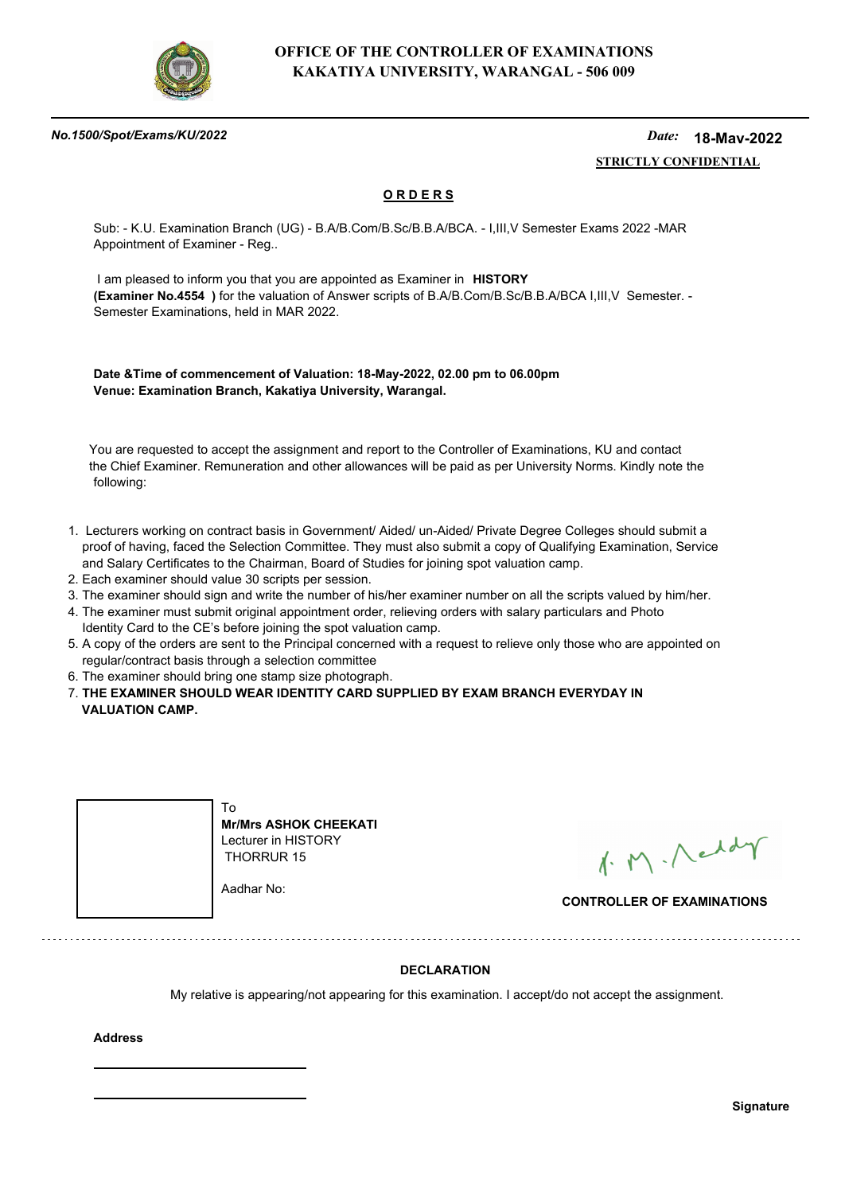**OFFICE OF THE CONTROLLER OF EXAMINATIONS**
**KAKATIYA UNIVERSITY, WARANGAL - 506 009**

***No.1500/Spot/Exams/KU/2022*** *Date:* **18-May-2022**

**STRICTLY CONFIDENTIAL**

## O R D E R S

Sub: - K.U. Examination Branch (UG) - B.A/B.Com/B.Sc/B.B.A/BCA. - I,III,V Semester Exams 2022 -MAR Appointment of Examiner - Reg..

I am pleased to inform you that you are appointed as Examiner in **HISTORY** **(Examiner No.4554 )** for the valuation of Answer scripts of B.A/B.Com/B.Sc/B.B.A/BCA I,III,V Semester. - Semester Examinations, held in MAR 2022.

**Date &Time of commencement of Valuation: 18-May-2022, 02.00 pm to 06.00pm**
**Venue: Examination Branch, Kakatiya University, Warangal.**

You are requested to accept the assignment and report to the Controller of Examinations, KU and contact the Chief Examiner. Remuneration and other allowances will be paid as per University Norms. Kindly note the following:

1. Lecturers working on contract basis in Government/ Aided/ un-Aided/ Private Degree Colleges should submit a proof of having, faced the Selection Committee. They must also submit a copy of Qualifying Examination, Service and Salary Certificates to the Chairman, Board of Studies for joining spot valuation camp.
2. Each examiner should value 30 scripts per session.
3. The examiner should sign and write the number of his/her examiner number on all the scripts valued by him/her.
4. The examiner must submit original appointment order, relieving orders with salary particulars and Photo Identity Card to the CE's before joining the spot valuation camp.
5. A copy of the orders are sent to the Principal concerned with a request to relieve only those who are appointed on regular/contract basis through a selection committee
6. The examiner should bring one stamp size photograph.
7. **THE EXAMINER SHOULD WEAR IDENTITY CARD SUPPLIED BY EXAM BRANCH EVERYDAY IN VALUATION CAMP.**

To
**Mr/Mrs ASHOK CHEEKATI**
Lecturer in HISTORY
THORRUR 15

Aadhar No:

**CONTROLLER OF EXAMINATIONS**

---

**DECLARATION**

My relative is appearing/not appearing for this examination. I accept/do not accept the assignment.

**Address**

**Signature**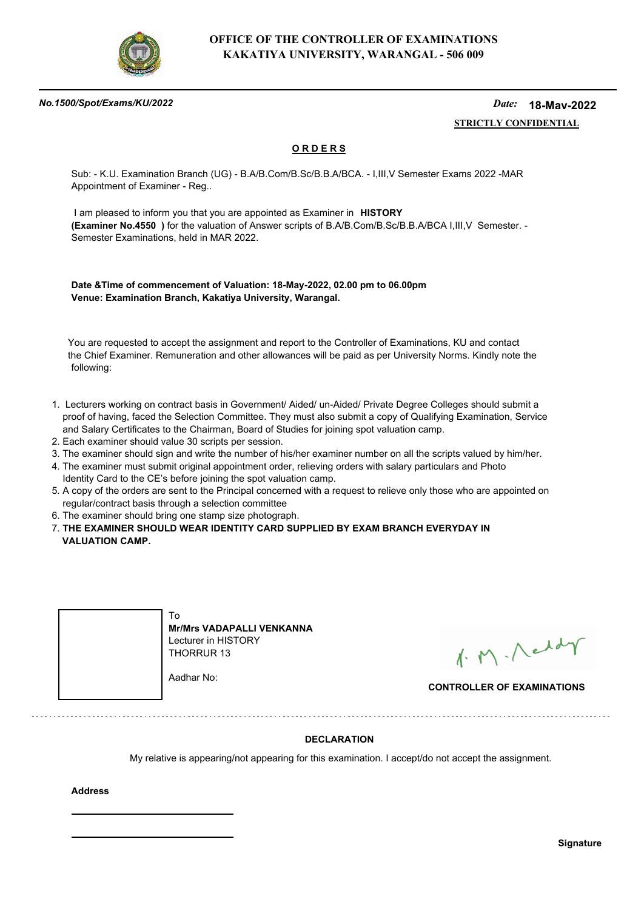**OFFICE OF THE CONTROLLER OF EXAMINATIONS**
**KAKATIYA UNIVERSITY, WARANGAL - 506 009**

*No.1500/Spot/Exams/KU/2022* *Date:* **18-May-2022**

**STRICTLY CONFIDENTIAL**

## O R D E R S

Sub: - K.U. Examination Branch (UG) - B.A/B.Com/B.Sc/B.B.A/BCA. - I,III,V Semester Exams 2022 -MAR Appointment of Examiner - Reg..

I am pleased to inform you that you are appointed as Examiner in **HISTORY (Examiner No.4550 )** for the valuation of Answer scripts of B.A/B.Com/B.Sc/B.B.A/BCA I,III,V Semester. - Semester Examinations, held in MAR 2022.

**Date &Time of commencement of Valuation: 18-May-2022, 02.00 pm to 06.00pm**
**Venue: Examination Branch, Kakatiya University, Warangal.**

You are requested to accept the assignment and report to the Controller of Examinations, KU and contact the Chief Examiner. Remuneration and other allowances will be paid as per University Norms. Kindly note the following:

1. Lecturers working on contract basis in Government/ Aided/ un-Aided/ Private Degree Colleges should submit a proof of having, faced the Selection Committee. They must also submit a copy of Qualifying Examination, Service and Salary Certificates to the Chairman, Board of Studies for joining spot valuation camp.
2. Each examiner should value 30 scripts per session.
3. The examiner should sign and write the number of his/her examiner number on all the scripts valued by him/her.
4. The examiner must submit original appointment order, relieving orders with salary particulars and Photo Identity Card to the CE's before joining the spot valuation camp.
5. A copy of the orders are sent to the Principal concerned with a request to relieve only those who are appointed on regular/contract basis through a selection committee
6. The examiner should bring one stamp size photograph.
7. **THE EXAMINER SHOULD WEAR IDENTITY CARD SUPPLIED BY EXAM BRANCH EVERYDAY IN VALUATION CAMP.**

To
**Mr/Mrs VADAPALLI VENKANNA**
Lecturer in HISTORY
THORRUR 13

Aadhar No:

**CONTROLLER OF EXAMINATIONS**

---

**DECLARATION**

My relative is appearing/not appearing for this examination. I accept/do not accept the assignment.

**Address**

**Signature**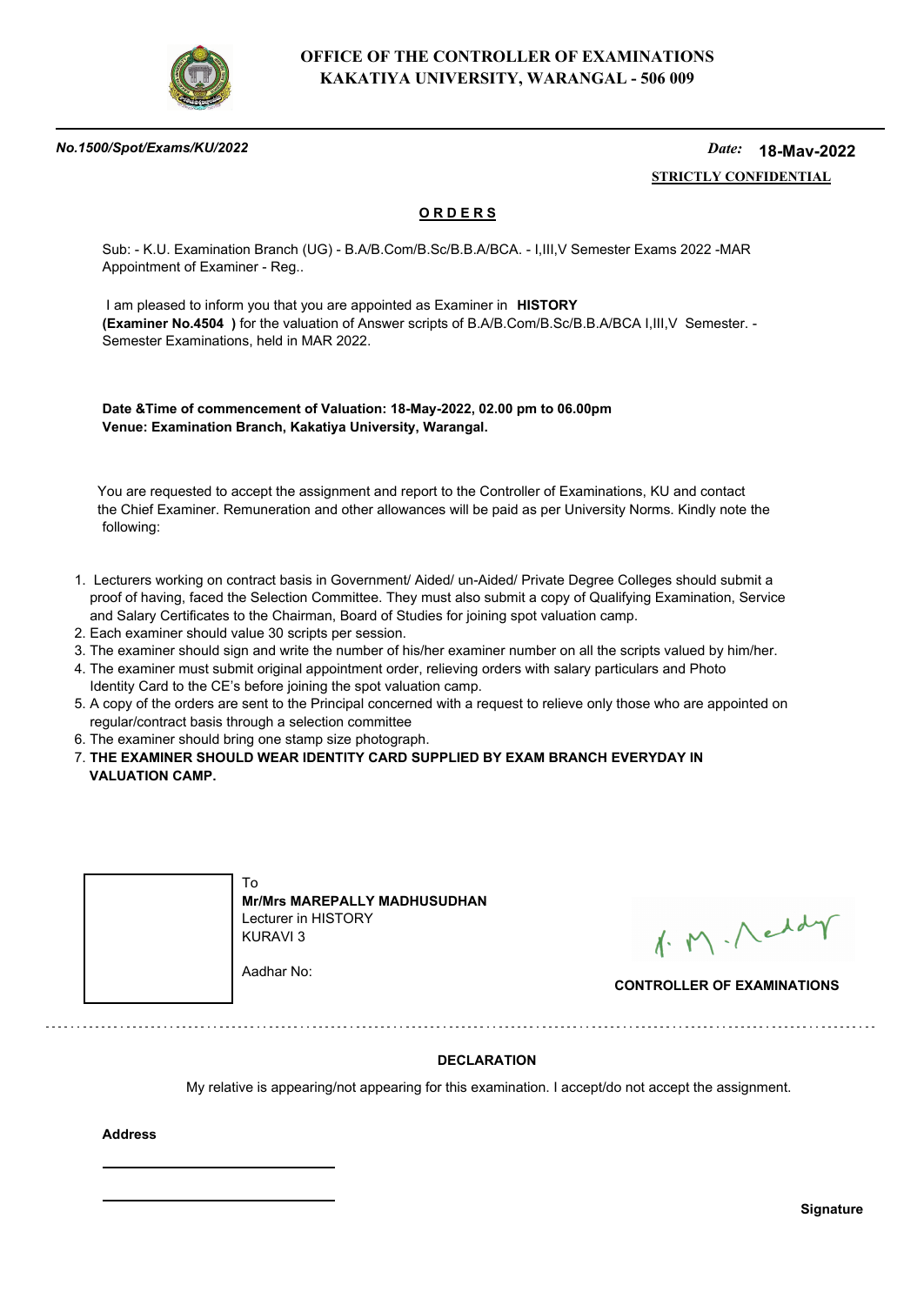# OFFICE OF THE CONTROLLER OF EXAMINATIONS
# KAKATIYA UNIVERSITY, WARANGAL - 506 009

***No.1500/Spot/Exams/KU/2022*** *Date:* **18-May-2022**

**STRICTLY CONFIDENTIAL**

**O R D E R S**

Sub: - K.U. Examination Branch (UG) - B.A/B.Com/B.Sc/B.B.A/BCA. - I,III,V Semester Exams 2022 -MAR Appointment of Examiner - Reg..

I am pleased to inform you that you are appointed as Examiner in **HISTORY (Examiner No.4504 )** for the valuation of Answer scripts of B.A/B.Com/B.Sc/B.B.A/BCA I,III,V Semester. - Semester Examinations, held in MAR 2022.

**Date &Time of commencement of Valuation: 18-May-2022, 02.00 pm to 06.00pm**
**Venue: Examination Branch, Kakatiya University, Warangal.**

You are requested to accept the assignment and report to the Controller of Examinations, KU and contact the Chief Examiner. Remuneration and other allowances will be paid as per University Norms. Kindly note the following:

1. Lecturers working on contract basis in Government/ Aided/ un-Aided/ Private Degree Colleges should submit a proof of having, faced the Selection Committee. They must also submit a copy of Qualifying Examination, Service and Salary Certificates to the Chairman, Board of Studies for joining spot valuation camp.
2. Each examiner should value 30 scripts per session.
3. The examiner should sign and write the number of his/her examiner number on all the scripts valued by him/her.
4. The examiner must submit original appointment order, relieving orders with salary particulars and Photo Identity Card to the CE's before joining the spot valuation camp.
5. A copy of the orders are sent to the Principal concerned with a request to relieve only those who are appointed on regular/contract basis through a selection committee
6. The examiner should bring one stamp size photograph.
7. **THE EXAMINER SHOULD WEAR IDENTITY CARD SUPPLIED BY EXAM BRANCH EVERYDAY IN VALUATION CAMP.**

To
**Mr/Mrs MAREPALLY MADHUSUDHAN**
Lecturer in HISTORY
KURAVI 3

Aadhar No:

**CONTROLLER OF EXAMINATIONS**

**DECLARATION**

My relative is appearing/not appearing for this examination. I accept/do not accept the assignment.

**Address**

**Signature**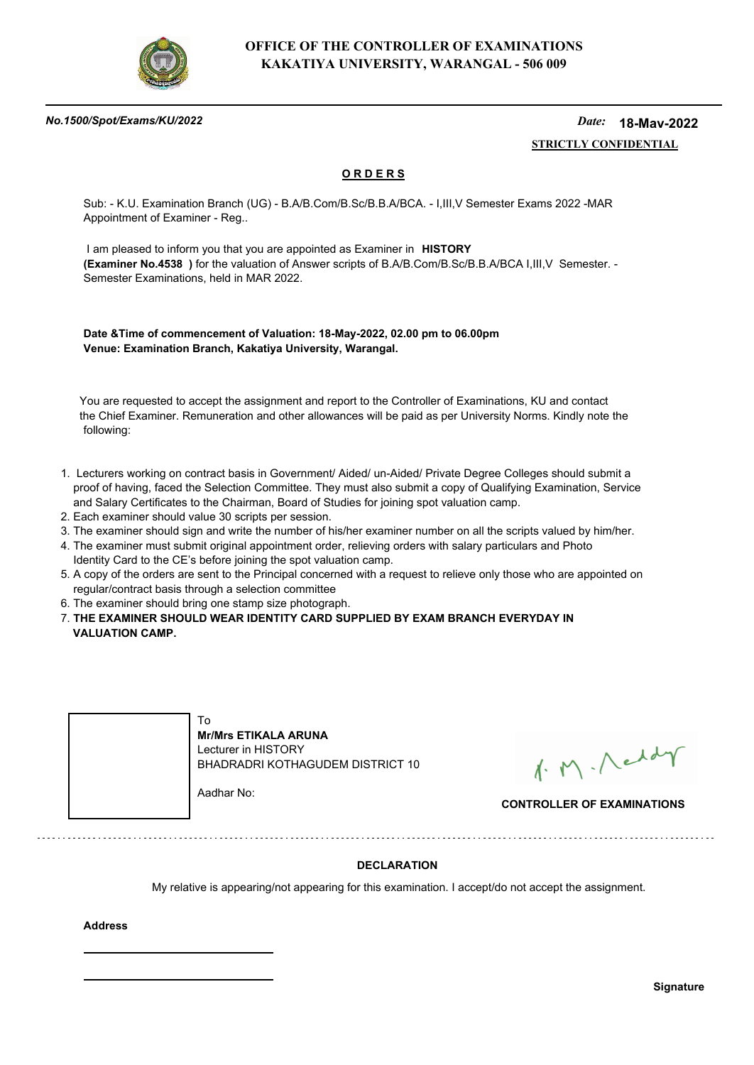# OFFICE OF THE CONTROLLER OF EXAMINATIONS
# KAKATIYA UNIVERSITY, WARANGAL - 506 009

*No.1500/Spot/Exams/KU/2022*

*Date:* **18-May-2022**

**STRICTLY CONFIDENTIAL**

## O R D E R S

Sub: - K.U. Examination Branch (UG) - B.A/B.Com/B.Sc/B.B.A/BCA. - I,III,V Semester Exams 2022 -MAR Appointment of Examiner - Reg..

I am pleased to inform you that you are appointed as Examiner in **HISTORY** **(Examiner No.4538 )** for the valuation of Answer scripts of B.A/B.Com/B.Sc/B.B.A/BCA I,III,V Semester. - Semester Examinations, held in MAR 2022.

**Date &Time of commencement of Valuation: 18-May-2022, 02.00 pm to 06.00pm**
**Venue: Examination Branch, Kakatiya University, Warangal.**

You are requested to accept the assignment and report to the Controller of Examinations, KU and contact the Chief Examiner. Remuneration and other allowances will be paid as per University Norms. Kindly note the following:

1. Lecturers working on contract basis in Government/ Aided/ un-Aided/ Private Degree Colleges should submit a proof of having, faced the Selection Committee. They must also submit a copy of Qualifying Examination, Service and Salary Certificates to the Chairman, Board of Studies for joining spot valuation camp.
2. Each examiner should value 30 scripts per session.
3. The examiner should sign and write the number of his/her examiner number on all the scripts valued by him/her.
4. The examiner must submit original appointment order, relieving orders with salary particulars and Photo Identity Card to the CE's before joining the spot valuation camp.
5. A copy of the orders are sent to the Principal concerned with a request to relieve only those who are appointed on regular/contract basis through a selection committee
6. The examiner should bring one stamp size photograph.
7. **THE EXAMINER SHOULD WEAR IDENTITY CARD SUPPLIED BY EXAM BRANCH EVERYDAY IN VALUATION CAMP.**

To
**Mr/Mrs ETIKALA ARUNA**
Lecturer in HISTORY
BHADRADRI KOTHAGUDEM DISTRICT 10

Aadhar No:

**CONTROLLER OF EXAMINATIONS**

---

**DECLARATION**

My relative is appearing/not appearing for this examination. I accept/do not accept the assignment.

**Address**

______________________________

______________________________

**Signature**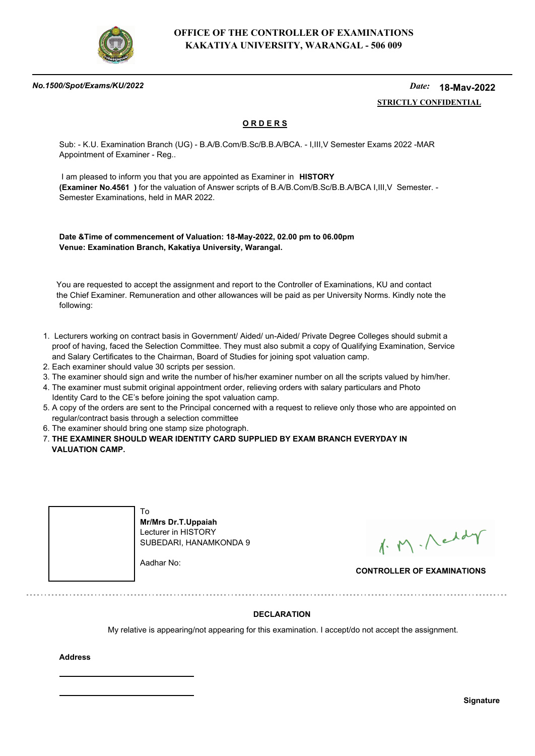# OFFICE OF THE CONTROLLER OF EXAMINATIONS
# KAKATIYA UNIVERSITY, WARANGAL - 506 009

***No.1500/Spot/Exams/KU/2022*** *Date:* **18-Mav-2022**

**STRICTLY CONFIDENTIAL**

## ORDERS

Sub: - K.U. Examination Branch (UG) - B.A/B.Com/B.Sc/B.B.A/BCA. - I,III,V Semester Exams 2022 -MAR Appointment of Examiner - Reg..

I am pleased to inform you that you are appointed as Examiner in **HISTORY** **(Examiner No.4561 )** for the valuation of Answer scripts of B.A/B.Com/B.Sc/B.B.A/BCA I,III,V Semester. - Semester Examinations, held in MAR 2022.

**Date &Time of commencement of Valuation: 18-May-2022, 02.00 pm to 06.00pm**
**Venue: Examination Branch, Kakatiya University, Warangal.**

You are requested to accept the assignment and report to the Controller of Examinations, KU and contact the Chief Examiner. Remuneration and other allowances will be paid as per University Norms. Kindly note the following:

1. Lecturers working on contract basis in Government/ Aided/ un-Aided/ Private Degree Colleges should submit a proof of having, faced the Selection Committee. They must also submit a copy of Qualifying Examination, Service and Salary Certificates to the Chairman, Board of Studies for joining spot valuation camp.
2. Each examiner should value 30 scripts per session.
3. The examiner should sign and write the number of his/her examiner number on all the scripts valued by him/her.
4. The examiner must submit original appointment order, relieving orders with salary particulars and Photo Identity Card to the CE's before joining the spot valuation camp.
5. A copy of the orders are sent to the Principal concerned with a request to relieve only those who are appointed on regular/contract basis through a selection committee
6. The examiner should bring one stamp size photograph.
7. **THE EXAMINER SHOULD WEAR IDENTITY CARD SUPPLIED BY EXAM BRANCH EVERYDAY IN VALUATION CAMP.**

To
**Mr/Mrs Dr.T.Uppaiah**
Lecturer in HISTORY
SUBEDARI, HANAMKONDA 9

Aadhar No:

**CONTROLLER OF EXAMINATIONS**

---

**DECLARATION**

My relative is appearing/not appearing for this examination. I accept/do not accept the assignment.

**Address**

**Signature**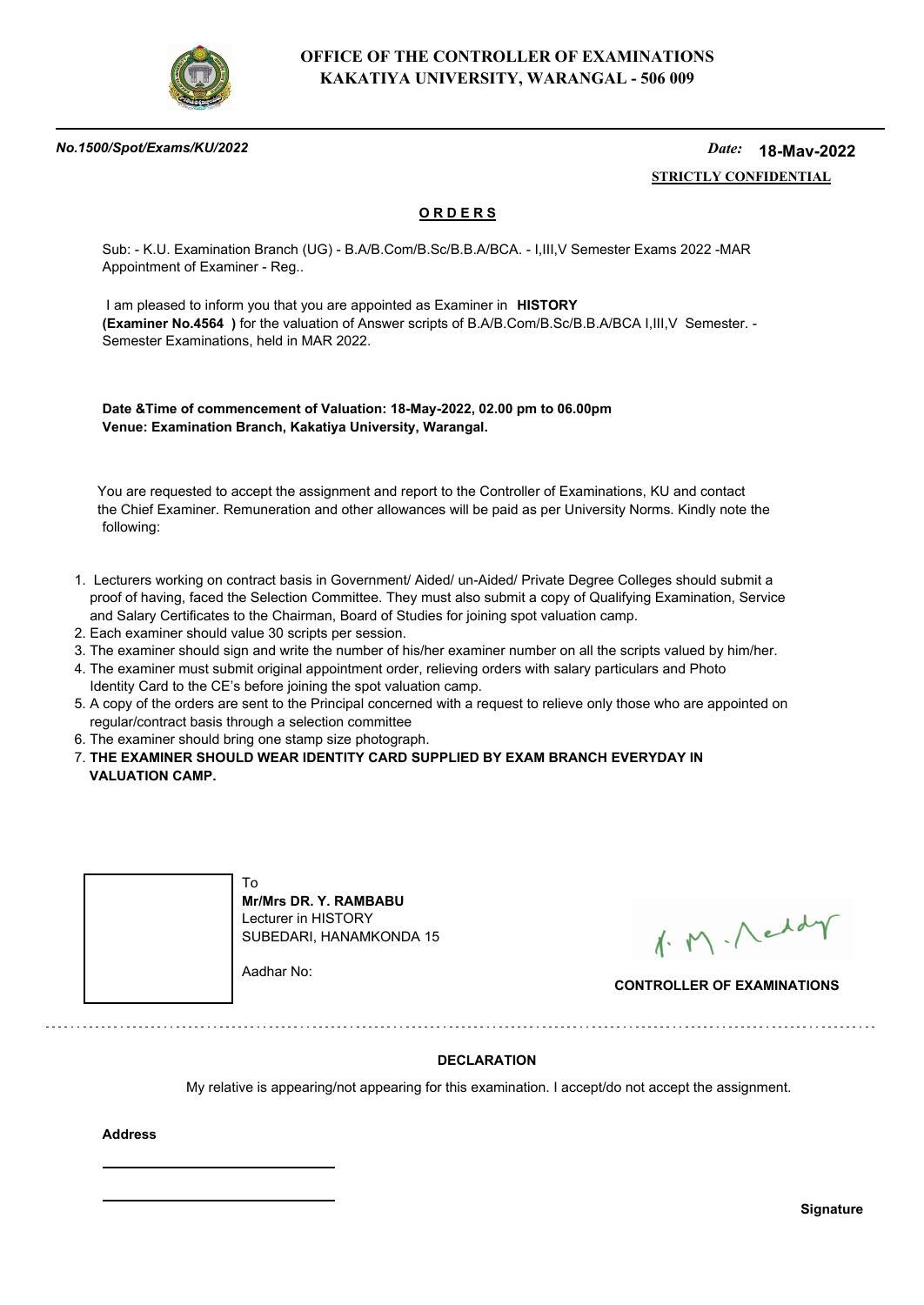**OFFICE OF THE CONTROLLER OF EXAMINATIONS**
**KAKATIYA UNIVERSITY, WARANGAL - 506 009**

***No.1500/Spot/Exams/KU/2022*** *Date:* **18-May-2022**

**STRICTLY CONFIDENTIAL**

## O R D E R S

Sub: - K.U. Examination Branch (UG) - B.A/B.Com/B.Sc/B.B.A/BCA. - I,III,V Semester Exams 2022 -MAR Appointment of Examiner - Reg..

I am pleased to inform you that you are appointed as Examiner in **HISTORY** **(Examiner No.4564 )** for the valuation of Answer scripts of B.A/B.Com/B.Sc/B.B.A/BCA I,III,V Semester. - Semester Examinations, held in MAR 2022.

**Date &Time of commencement of Valuation: 18-May-2022, 02.00 pm to 06.00pm**
**Venue: Examination Branch, Kakatiya University, Warangal.**

You are requested to accept the assignment and report to the Controller of Examinations, KU and contact the Chief Examiner. Remuneration and other allowances will be paid as per University Norms. Kindly note the following:

1. Lecturers working on contract basis in Government/ Aided/ un-Aided/ Private Degree Colleges should submit a proof of having, faced the Selection Committee. They must also submit a copy of Qualifying Examination, Service and Salary Certificates to the Chairman, Board of Studies for joining spot valuation camp.
2. Each examiner should value 30 scripts per session.
3. The examiner should sign and write the number of his/her examiner number on all the scripts valued by him/her.
4. The examiner must submit original appointment order, relieving orders with salary particulars and Photo Identity Card to the CE's before joining the spot valuation camp.
5. A copy of the orders are sent to the Principal concerned with a request to relieve only those who are appointed on regular/contract basis through a selection committee
6. The examiner should bring one stamp size photograph.
7. **THE EXAMINER SHOULD WEAR IDENTITY CARD SUPPLIED BY EXAM BRANCH EVERYDAY IN VALUATION CAMP.**

To
**Mr/Mrs DR. Y. RAMBABU**
Lecturer in HISTORY
SUBEDARI, HANAMKONDA 15

Aadhar No:

**CONTROLLER OF EXAMINATIONS**

---

**DECLARATION**

My relative is appearing/not appearing for this examination. I accept/do not accept the assignment.

**Address**

______________________

______________________

**Signature**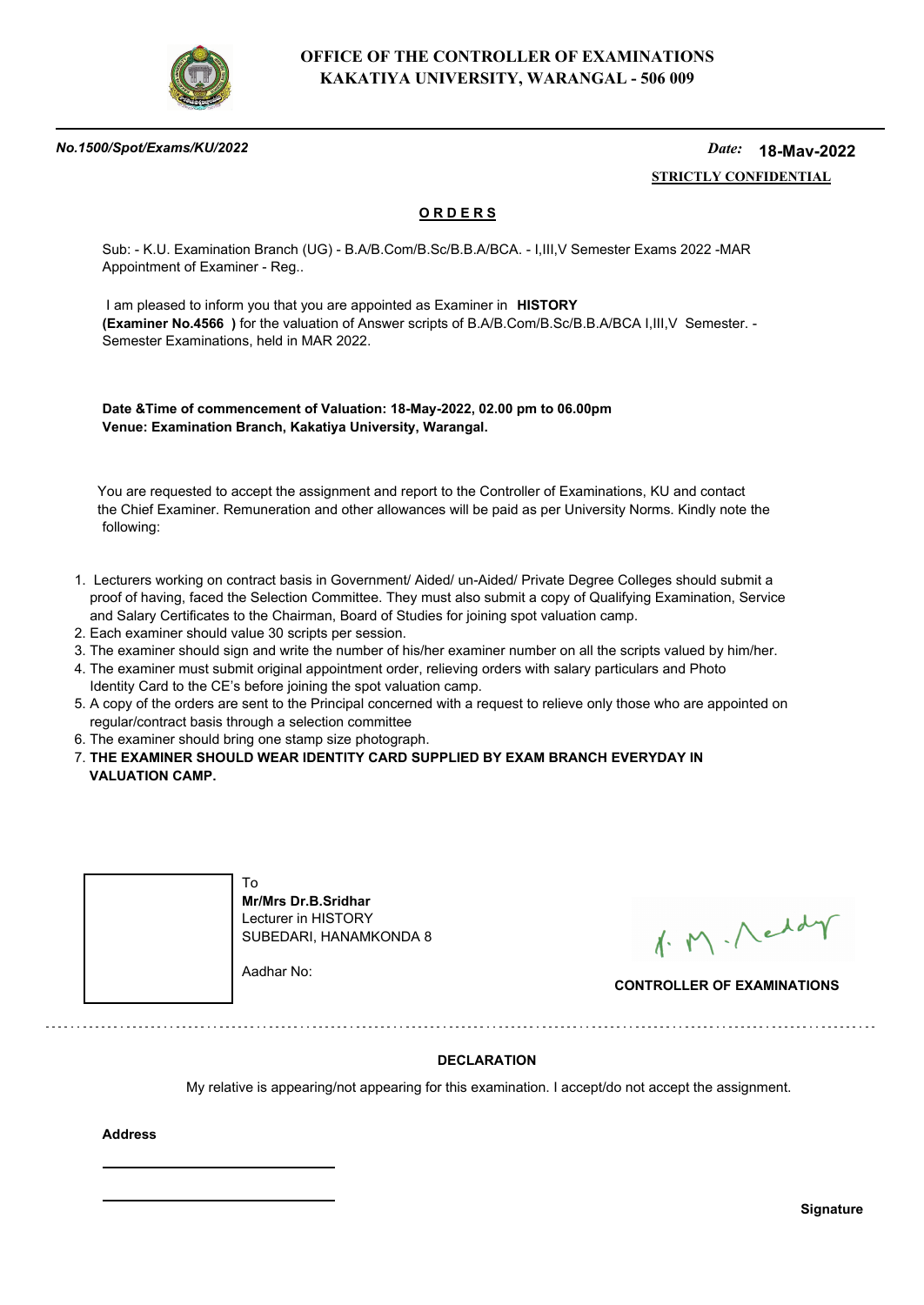# OFFICE OF THE CONTROLLER OF EXAMINATIONS
# KAKATIYA UNIVERSITY, WARANGAL - 506 009

***No.1500/Spot/Exams/KU/2022*** *Date:* **18-May-2022**

**STRICTLY CONFIDENTIAL**

## ORDERS

Sub: - K.U. Examination Branch (UG) - B.A/B.Com/B.Sc/B.B.A/BCA. - I,III,V Semester Exams 2022 -MAR Appointment of Examiner - Reg..

I am pleased to inform you that you are appointed as Examiner in **HISTORY** **(Examiner No.4566 )** for the valuation of Answer scripts of B.A/B.Com/B.Sc/B.B.A/BCA I,III,V Semester. - Semester Examinations, held in MAR 2022.

**Date &Time of commencement of Valuation: 18-May-2022, 02.00 pm to 06.00pm**
**Venue: Examination Branch, Kakatiya University, Warangal.**

You are requested to accept the assignment and report to the Controller of Examinations, KU and contact the Chief Examiner. Remuneration and other allowances will be paid as per University Norms. Kindly note the following:

1. Lecturers working on contract basis in Government/ Aided/ un-Aided/ Private Degree Colleges should submit a proof of having, faced the Selection Committee. They must also submit a copy of Qualifying Examination, Service and Salary Certificates to the Chairman, Board of Studies for joining spot valuation camp.
2. Each examiner should value 30 scripts per session.
3. The examiner should sign and write the number of his/her examiner number on all the scripts valued by him/her.
4. The examiner must submit original appointment order, relieving orders with salary particulars and Photo Identity Card to the CE's before joining the spot valuation camp.
5. A copy of the orders are sent to the Principal concerned with a request to relieve only those who are appointed on regular/contract basis through a selection committee
6. The examiner should bring one stamp size photograph.
7. **THE EXAMINER SHOULD WEAR IDENTITY CARD SUPPLIED BY EXAM BRANCH EVERYDAY IN VALUATION CAMP.**

To
**Mr/Mrs Dr.B.Sridhar**
Lecturer in HISTORY
SUBEDARI, HANAMKONDA 8

Aadhar No:

**CONTROLLER OF EXAMINATIONS**

---

**DECLARATION**

My relative is appearing/not appearing for this examination. I accept/do not accept the assignment.

**Address**

______________________________

______________________________

**Signature**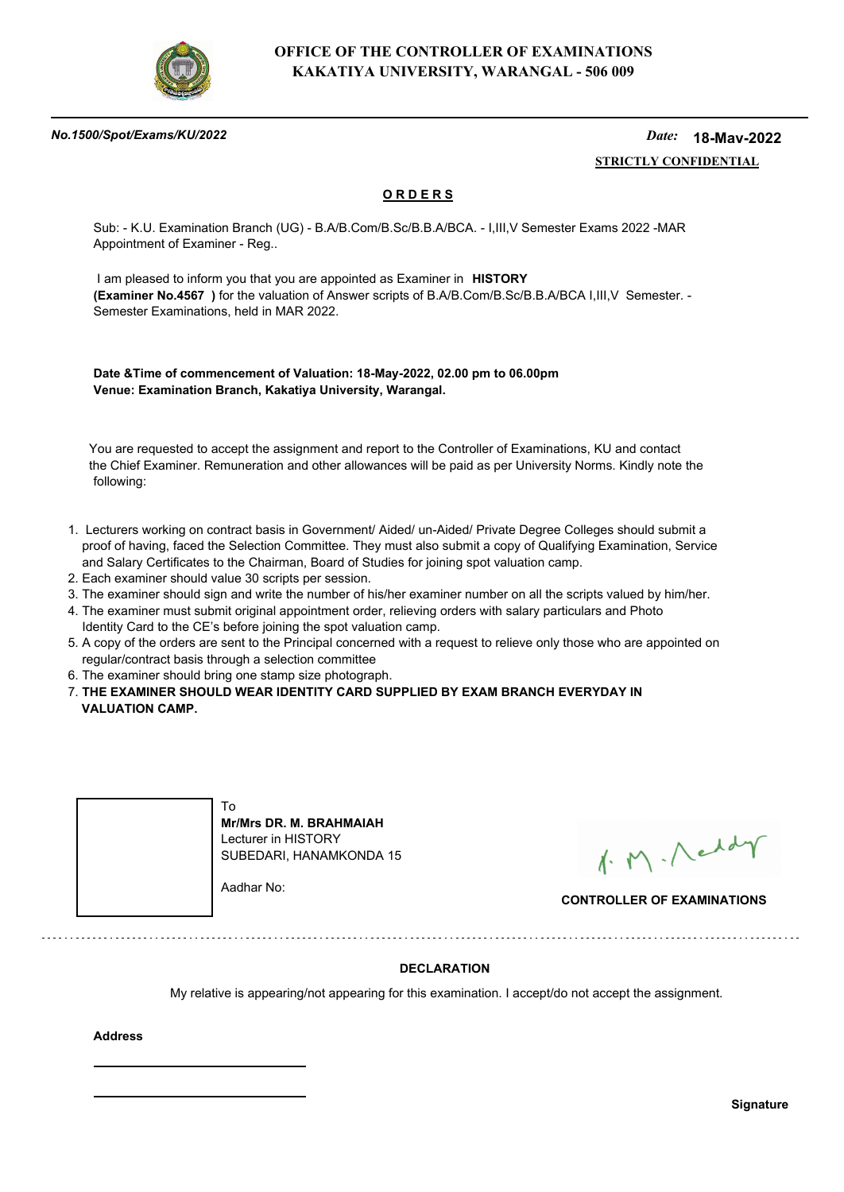**OFFICE OF THE CONTROLLER OF EXAMINATIONS**
**KAKATIYA UNIVERSITY, WARANGAL - 506 009**

*No.1500/Spot/Exams/KU/2022* — *Date:* **18-Mav-2022**

**STRICTLY CONFIDENTIAL**

## O R D E R S

Sub: - K.U. Examination Branch (UG) - B.A/B.Com/B.Sc/B.B.A/BCA. - I,III,V Semester Exams 2022 -MAR Appointment of Examiner - Reg..

I am pleased to inform you that you are appointed as Examiner in **HISTORY** **(Examiner No.4567 )** for the valuation of Answer scripts of B.A/B.Com/B.Sc/B.B.A/BCA I,III,V Semester. - Semester Examinations, held in MAR 2022.

**Date &Time of commencement of Valuation: 18-May-2022, 02.00 pm to 06.00pm**
**Venue: Examination Branch, Kakatiya University, Warangal.**

You are requested to accept the assignment and report to the Controller of Examinations, KU and contact the Chief Examiner. Remuneration and other allowances will be paid as per University Norms. Kindly note the following:

1. Lecturers working on contract basis in Government/ Aided/ un-Aided/ Private Degree Colleges should submit a proof of having, faced the Selection Committee. They must also submit a copy of Qualifying Examination, Service and Salary Certificates to the Chairman, Board of Studies for joining spot valuation camp.
2. Each examiner should value 30 scripts per session.
3. The examiner should sign and write the number of his/her examiner number on all the scripts valued by him/her.
4. The examiner must submit original appointment order, relieving orders with salary particulars and Photo Identity Card to the CE's before joining the spot valuation camp.
5. A copy of the orders are sent to the Principal concerned with a request to relieve only those who are appointed on regular/contract basis through a selection committee
6. The examiner should bring one stamp size photograph.
7. **THE EXAMINER SHOULD WEAR IDENTITY CARD SUPPLIED BY EXAM BRANCH EVERYDAY IN VALUATION CAMP.**

To
**Mr/Mrs DR. M. BRAHMAIAH**
Lecturer in HISTORY
SUBEDARI, HANAMKONDA 15

Aadhar No:

**CONTROLLER OF EXAMINATIONS**

---

**DECLARATION**

My relative is appearing/not appearing for this examination. I accept/do not accept the assignment.

**Address**

______________________________

______________________________

**Signature**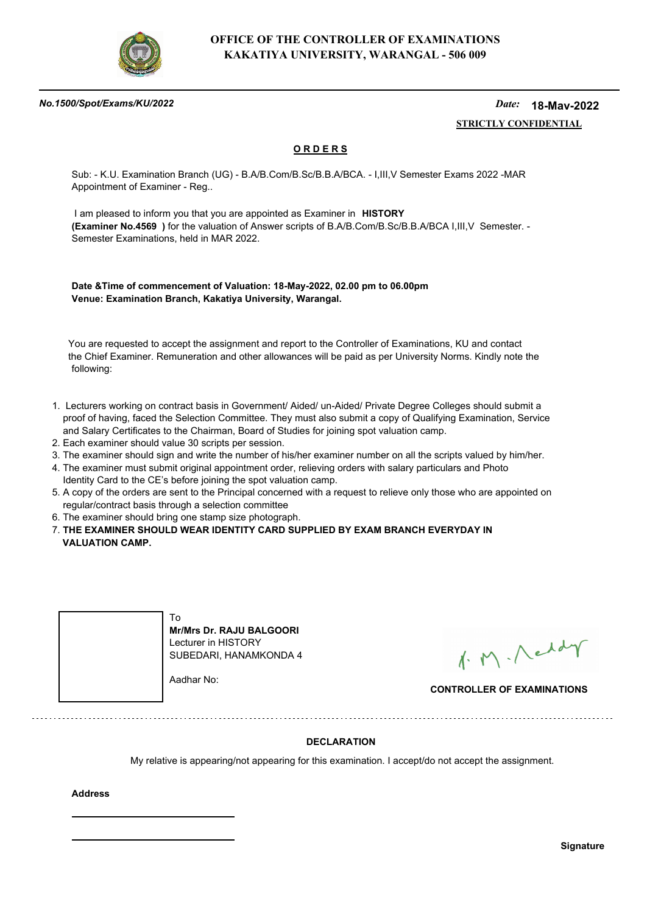**OFFICE OF THE CONTROLLER OF EXAMINATIONS**
**KAKATIYA UNIVERSITY, WARANGAL - 506 009**

***No.1500/Spot/Exams/KU/2022*** *Date:* **18-May-2022**

**STRICTLY CONFIDENTIAL**

## ORDERS

Sub: - K.U. Examination Branch (UG) - B.A/B.Com/B.Sc/B.B.A/BCA. - I,III,V Semester Exams 2022 -MAR Appointment of Examiner - Reg..

I am pleased to inform you that you are appointed as Examiner in **HISTORY** **(Examiner No.4569 )** for the valuation of Answer scripts of B.A/B.Com/B.Sc/B.B.A/BCA I,III,V Semester. - Semester Examinations, held in MAR 2022.

**Date &Time of commencement of Valuation: 18-May-2022, 02.00 pm to 06.00pm**
**Venue: Examination Branch, Kakatiya University, Warangal.**

You are requested to accept the assignment and report to the Controller of Examinations, KU and contact the Chief Examiner. Remuneration and other allowances will be paid as per University Norms. Kindly note the following:

1. Lecturers working on contract basis in Government/ Aided/ un-Aided/ Private Degree Colleges should submit a proof of having, faced the Selection Committee. They must also submit a copy of Qualifying Examination, Service and Salary Certificates to the Chairman, Board of Studies for joining spot valuation camp.
2. Each examiner should value 30 scripts per session.
3. The examiner should sign and write the number of his/her examiner number on all the scripts valued by him/her.
4. The examiner must submit original appointment order, relieving orders with salary particulars and Photo Identity Card to the CE's before joining the spot valuation camp.
5. A copy of the orders are sent to the Principal concerned with a request to relieve only those who are appointed on regular/contract basis through a selection committee
6. The examiner should bring one stamp size photograph.
7. **THE EXAMINER SHOULD WEAR IDENTITY CARD SUPPLIED BY EXAM BRANCH EVERYDAY IN VALUATION CAMP.**

To
**Mr/Mrs Dr. RAJU BALGOORI**
Lecturer in HISTORY
SUBEDARI, HANAMKONDA 4

Aadhar No:

**CONTROLLER OF EXAMINATIONS**

---

**DECLARATION**

My relative is appearing/not appearing for this examination. I accept/do not accept the assignment.

**Address**

______________________________

______________________________

**Signature**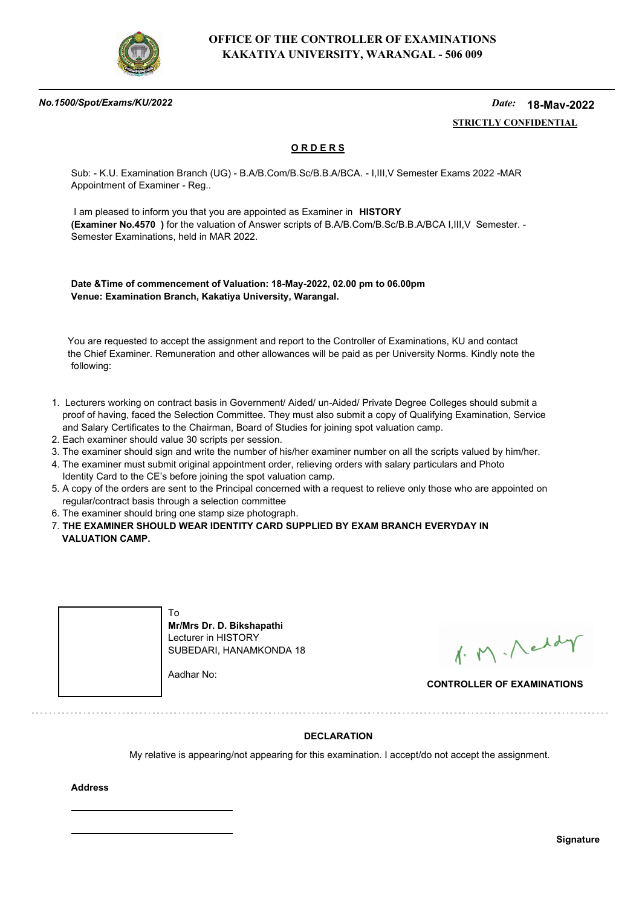**OFFICE OF THE CONTROLLER OF EXAMINATIONS**
**KAKATIYA UNIVERSITY, WARANGAL - 506 009**

***No.1500/Spot/Exams/KU/2022*** *Date:* **18-May-2022**

**STRICTLY CONFIDENTIAL**

## O R D E R S

Sub: - K.U. Examination Branch (UG) - B.A/B.Com/B.Sc/B.B.A/BCA. - I,III,V Semester Exams 2022 -MAR Appointment of Examiner - Reg..

I am pleased to inform you that you are appointed as Examiner in **HISTORY (Examiner No.4570 )** for the valuation of Answer scripts of B.A/B.Com/B.Sc/B.B.A/BCA I,III,V Semester. - Semester Examinations, held in MAR 2022.

**Date &Time of commencement of Valuation: 18-May-2022, 02.00 pm to 06.00pm**
**Venue: Examination Branch, Kakatiya University, Warangal.**

You are requested to accept the assignment and report to the Controller of Examinations, KU and contact the Chief Examiner. Remuneration and other allowances will be paid as per University Norms. Kindly note the following:

1. Lecturers working on contract basis in Government/ Aided/ un-Aided/ Private Degree Colleges should submit a proof of having, faced the Selection Committee. They must also submit a copy of Qualifying Examination, Service and Salary Certificates to the Chairman, Board of Studies for joining spot valuation camp.
2. Each examiner should value 30 scripts per session.
3. The examiner should sign and write the number of his/her examiner number on all the scripts valued by him/her.
4. The examiner must submit original appointment order, relieving orders with salary particulars and Photo Identity Card to the CE's before joining the spot valuation camp.
5. A copy of the orders are sent to the Principal concerned with a request to relieve only those who are appointed on regular/contract basis through a selection committee
6. The examiner should bring one stamp size photograph.
7. **THE EXAMINER SHOULD WEAR IDENTITY CARD SUPPLIED BY EXAM BRANCH EVERYDAY IN VALUATION CAMP.**

To
**Mr/Mrs Dr. D. Bikshapathi**
Lecturer in HISTORY
SUBEDARI, HANAMKONDA 18

Aadhar No:

**CONTROLLER OF EXAMINATIONS**

**DECLARATION**

My relative is appearing/not appearing for this examination. I accept/do not accept the assignment.

**Address**

**Signature**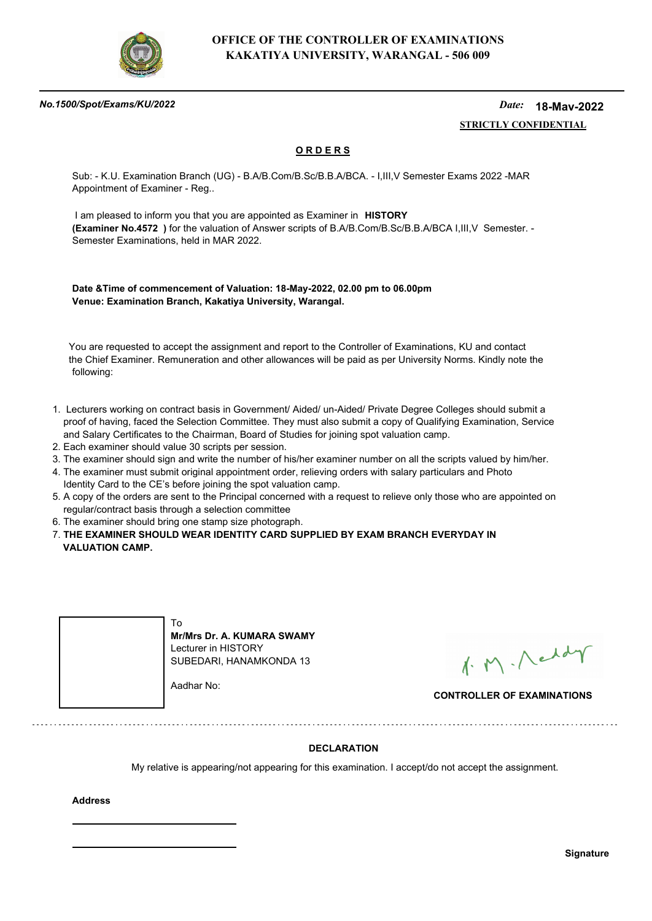**OFFICE OF THE CONTROLLER OF EXAMINATIONS**
**KAKATIYA UNIVERSITY, WARANGAL - 506 009**

***No.1500/Spot/Exams/KU/2022*** *Date:* **18-Mav-2022**

**STRICTLY CONFIDENTIAL**

## O R D E R S

Sub: - K.U. Examination Branch (UG) - B.A/B.Com/B.Sc/B.B.A/BCA. - I,III,V Semester Exams 2022 -MAR Appointment of Examiner - Reg..

I am pleased to inform you that you are appointed as Examiner in **HISTORY** **(Examiner No.4572 )** for the valuation of Answer scripts of B.A/B.Com/B.Sc/B.B.A/BCA I,III,V Semester. - Semester Examinations, held in MAR 2022.

**Date &Time of commencement of Valuation: 18-May-2022, 02.00 pm to 06.00pm**
**Venue: Examination Branch, Kakatiya University, Warangal.**

You are requested to accept the assignment and report to the Controller of Examinations, KU and contact the Chief Examiner. Remuneration and other allowances will be paid as per University Norms. Kindly note the following:

1. Lecturers working on contract basis in Government/ Aided/ un-Aided/ Private Degree Colleges should submit a proof of having, faced the Selection Committee. They must also submit a copy of Qualifying Examination, Service and Salary Certificates to the Chairman, Board of Studies for joining spot valuation camp.
2. Each examiner should value 30 scripts per session.
3. The examiner should sign and write the number of his/her examiner number on all the scripts valued by him/her.
4. The examiner must submit original appointment order, relieving orders with salary particulars and Photo Identity Card to the CE's before joining the spot valuation camp.
5. A copy of the orders are sent to the Principal concerned with a request to relieve only those who are appointed on regular/contract basis through a selection committee
6. The examiner should bring one stamp size photograph.
7. **THE EXAMINER SHOULD WEAR IDENTITY CARD SUPPLIED BY EXAM BRANCH EVERYDAY IN VALUATION CAMP.**

To
**Mr/Mrs Dr. A. KUMARA SWAMY**
Lecturer in HISTORY
SUBEDARI, HANAMKONDA 13

Aadhar No:

**CONTROLLER OF EXAMINATIONS**

---

**DECLARATION**

My relative is appearing/not appearing for this examination. I accept/do not accept the assignment.

**Address**

**Signature**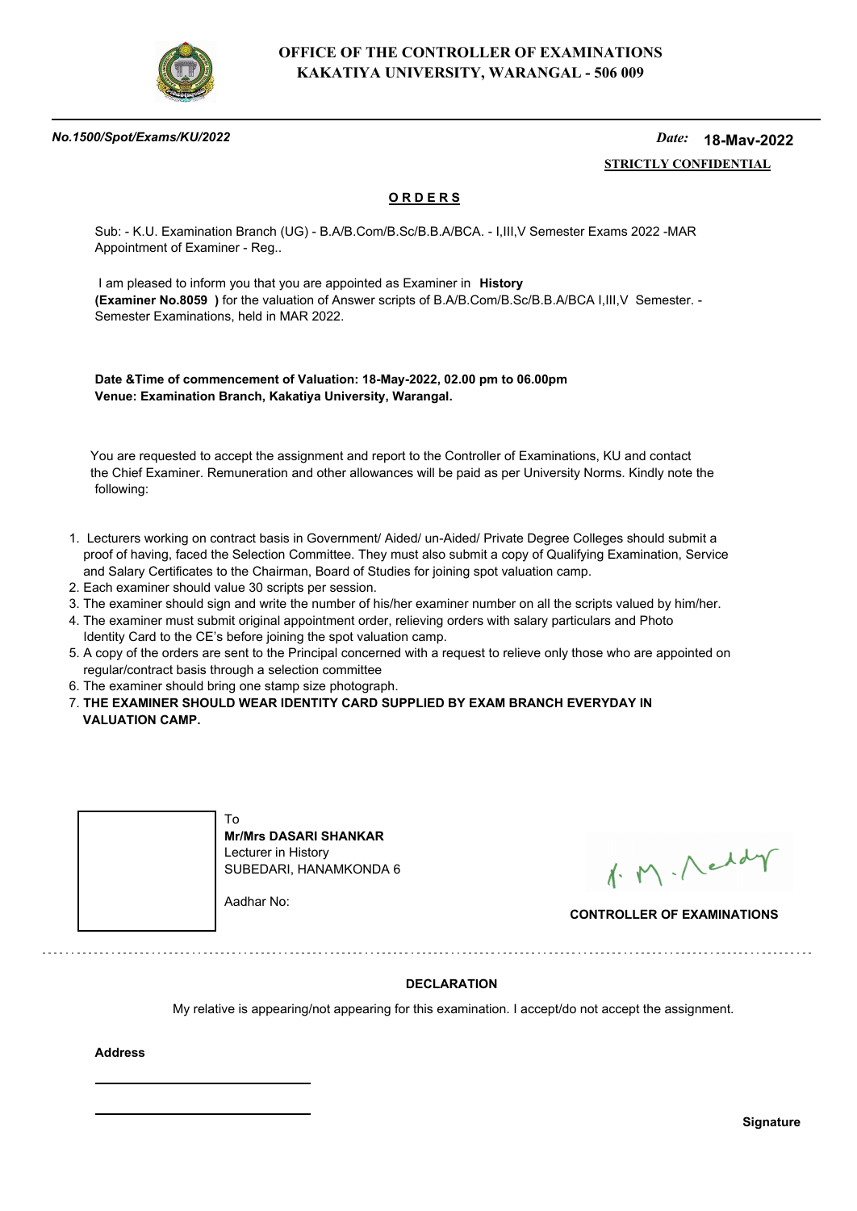# OFFICE OF THE CONTROLLER OF EXAMINATIONS
## KAKATIYA UNIVERSITY, WARANGAL - 506 009

***No.1500/Spot/Exams/KU/2022*** *Date:* **18-Mav-2022**

**STRICTLY CONFIDENTIAL**

**ORDERS**

Sub: - K.U. Examination Branch (UG) - B.A/B.Com/B.Sc/B.B.A/BCA. - I,III,V Semester Exams 2022 -MAR Appointment of Examiner - Reg..

I am pleased to inform you that you are appointed as Examiner in **History (Examiner No.8059 )** for the valuation of Answer scripts of B.A/B.Com/B.Sc/B.B.A/BCA I,III,V Semester. - Semester Examinations, held in MAR 2022.

**Date &Time of commencement of Valuation: 18-May-2022, 02.00 pm to 06.00pm**
**Venue: Examination Branch, Kakatiya University, Warangal.**

You are requested to accept the assignment and report to the Controller of Examinations, KU and contact the Chief Examiner. Remuneration and other allowances will be paid as per University Norms. Kindly note the following:

1. Lecturers working on contract basis in Government/ Aided/ un-Aided/ Private Degree Colleges should submit a proof of having, faced the Selection Committee. They must also submit a copy of Qualifying Examination, Service and Salary Certificates to the Chairman, Board of Studies for joining spot valuation camp.
2. Each examiner should value 30 scripts per session.
3. The examiner should sign and write the number of his/her examiner number on all the scripts valued by him/her.
4. The examiner must submit original appointment order, relieving orders with salary particulars and Photo Identity Card to the CE's before joining the spot valuation camp.
5. A copy of the orders are sent to the Principal concerned with a request to relieve only those who are appointed on regular/contract basis through a selection committee
6. The examiner should bring one stamp size photograph.
7. **THE EXAMINER SHOULD WEAR IDENTITY CARD SUPPLIED BY EXAM BRANCH EVERYDAY IN VALUATION CAMP.**

To
**Mr/Mrs DASARI SHANKAR**
Lecturer in History
SUBEDARI, HANAMKONDA 6

Aadhar No:

**CONTROLLER OF EXAMINATIONS**

---

**DECLARATION**

My relative is appearing/not appearing for this examination. I accept/do not accept the assignment.

**Address**

______________________

______________________

**Signature**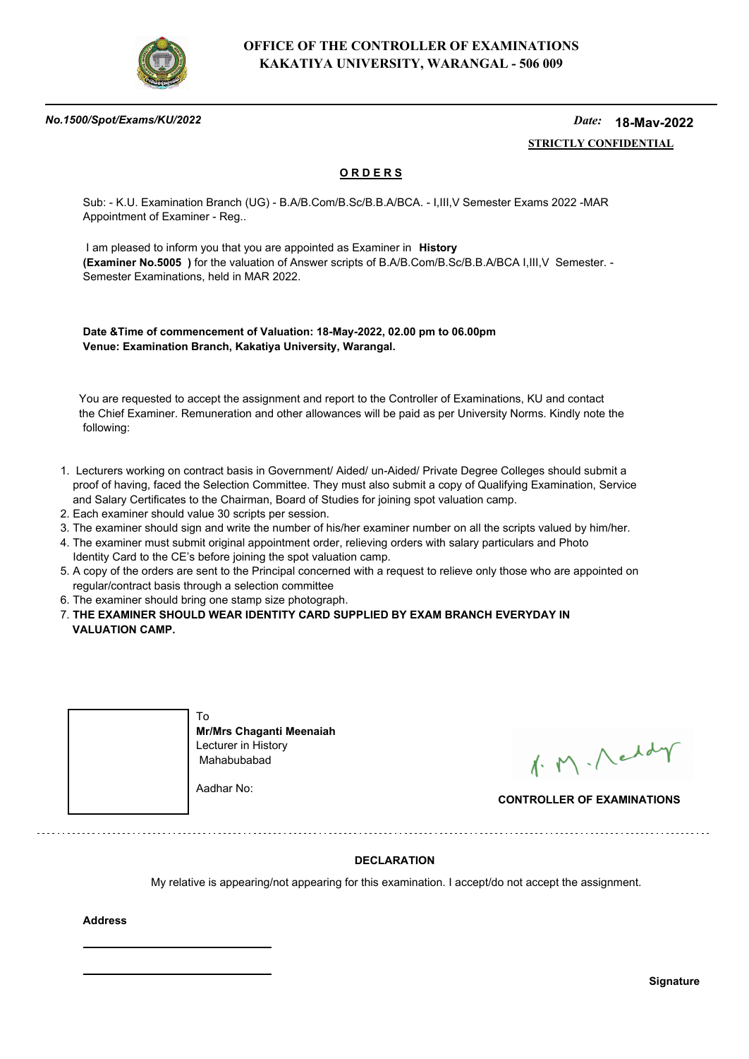**OFFICE OF THE CONTROLLER OF EXAMINATIONS**
**KAKATIYA UNIVERSITY, WARANGAL - 506 009**

***No.1500/Spot/Exams/KU/2022*** *Date:* **18-Mav-2022**

**STRICTLY CONFIDENTIAL**

## ORDERS

Sub: - K.U. Examination Branch (UG) - B.A/B.Com/B.Sc/B.B.A/BCA. - I,III,V Semester Exams 2022 -MAR Appointment of Examiner - Reg..

I am pleased to inform you that you are appointed as Examiner in **History (Examiner No.5005 )** for the valuation of Answer scripts of B.A/B.Com/B.Sc/B.B.A/BCA I,III,V Semester. - Semester Examinations, held in MAR 2022.

**Date &Time of commencement of Valuation: 18-May-2022, 02.00 pm to 06.00pm**
**Venue: Examination Branch, Kakatiya University, Warangal.**

You are requested to accept the assignment and report to the Controller of Examinations, KU and contact the Chief Examiner. Remuneration and other allowances will be paid as per University Norms. Kindly note the following:

1. Lecturers working on contract basis in Government/ Aided/ un-Aided/ Private Degree Colleges should submit a proof of having, faced the Selection Committee. They must also submit a copy of Qualifying Examination, Service and Salary Certificates to the Chairman, Board of Studies for joining spot valuation camp.
2. Each examiner should value 30 scripts per session.
3. The examiner should sign and write the number of his/her examiner number on all the scripts valued by him/her.
4. The examiner must submit original appointment order, relieving orders with salary particulars and Photo Identity Card to the CE's before joining the spot valuation camp.
5. A copy of the orders are sent to the Principal concerned with a request to relieve only those who are appointed on regular/contract basis through a selection committee
6. The examiner should bring one stamp size photograph.
7. **THE EXAMINER SHOULD WEAR IDENTITY CARD SUPPLIED BY EXAM BRANCH EVERYDAY IN VALUATION CAMP.**

To
**Mr/Mrs Chaganti Meenaiah**
Lecturer in History
Mahabubabad

Aadhar No:

**CONTROLLER OF EXAMINATIONS**

**DECLARATION**

My relative is appearing/not appearing for this examination. I accept/do not accept the assignment.

**Address**

**Signature**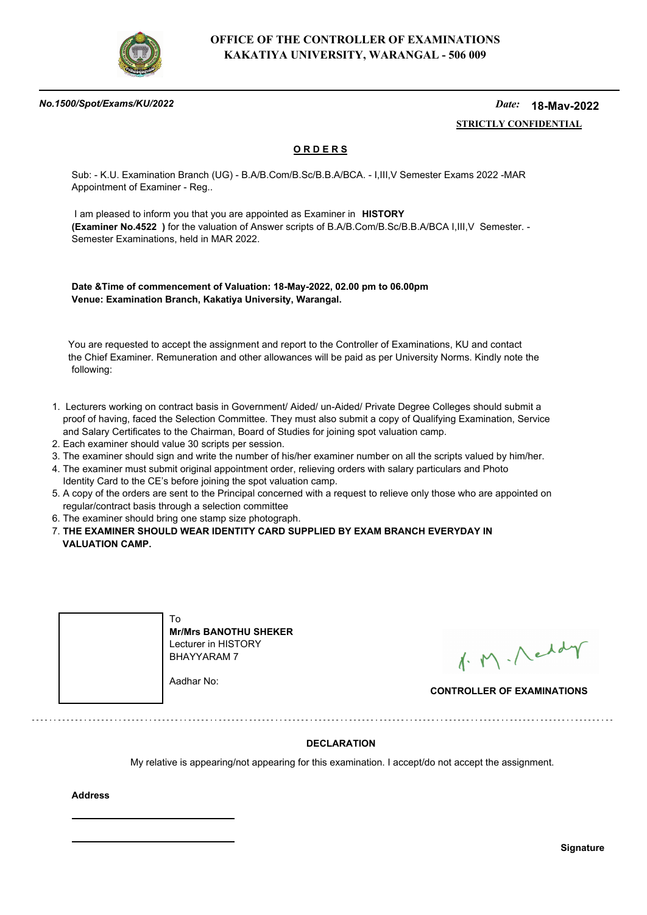**OFFICE OF THE CONTROLLER OF EXAMINATIONS**
**KAKATIYA UNIVERSITY, WARANGAL - 506 009**

*No.1500/Spot/Exams/KU/2022* *Date:* **18-Mav-2022**

**STRICTLY CONFIDENTIAL**

## O R D E R S

Sub: - K.U. Examination Branch (UG) - B.A/B.Com/B.Sc/B.B.A/BCA. - I,III,V Semester Exams 2022 -MAR Appointment of Examiner - Reg..

I am pleased to inform you that you are appointed as Examiner in **HISTORY** **(Examiner No.4522 )** for the valuation of Answer scripts of B.A/B.Com/B.Sc/B.B.A/BCA I,III,V Semester. - Semester Examinations, held in MAR 2022.

**Date &Time of commencement of Valuation: 18-May-2022, 02.00 pm to 06.00pm**
**Venue: Examination Branch, Kakatiya University, Warangal.**

You are requested to accept the assignment and report to the Controller of Examinations, KU and contact the Chief Examiner. Remuneration and other allowances will be paid as per University Norms. Kindly note the following:

1. Lecturers working on contract basis in Government/ Aided/ un-Aided/ Private Degree Colleges should submit a proof of having, faced the Selection Committee. They must also submit a copy of Qualifying Examination, Service and Salary Certificates to the Chairman, Board of Studies for joining spot valuation camp.
2. Each examiner should value 30 scripts per session.
3. The examiner should sign and write the number of his/her examiner number on all the scripts valued by him/her.
4. The examiner must submit original appointment order, relieving orders with salary particulars and Photo Identity Card to the CE's before joining the spot valuation camp.
5. A copy of the orders are sent to the Principal concerned with a request to relieve only those who are appointed on regular/contract basis through a selection committee
6. The examiner should bring one stamp size photograph.
7. **THE EXAMINER SHOULD WEAR IDENTITY CARD SUPPLIED BY EXAM BRANCH EVERYDAY IN VALUATION CAMP.**

To
**Mr/Mrs BANOTHU SHEKER**
Lecturer in HISTORY
BHAYYARAM 7

Aadhar No:

**CONTROLLER OF EXAMINATIONS**

**DECLARATION**

My relative is appearing/not appearing for this examination. I accept/do not accept the assignment.

**Address**

**Signature**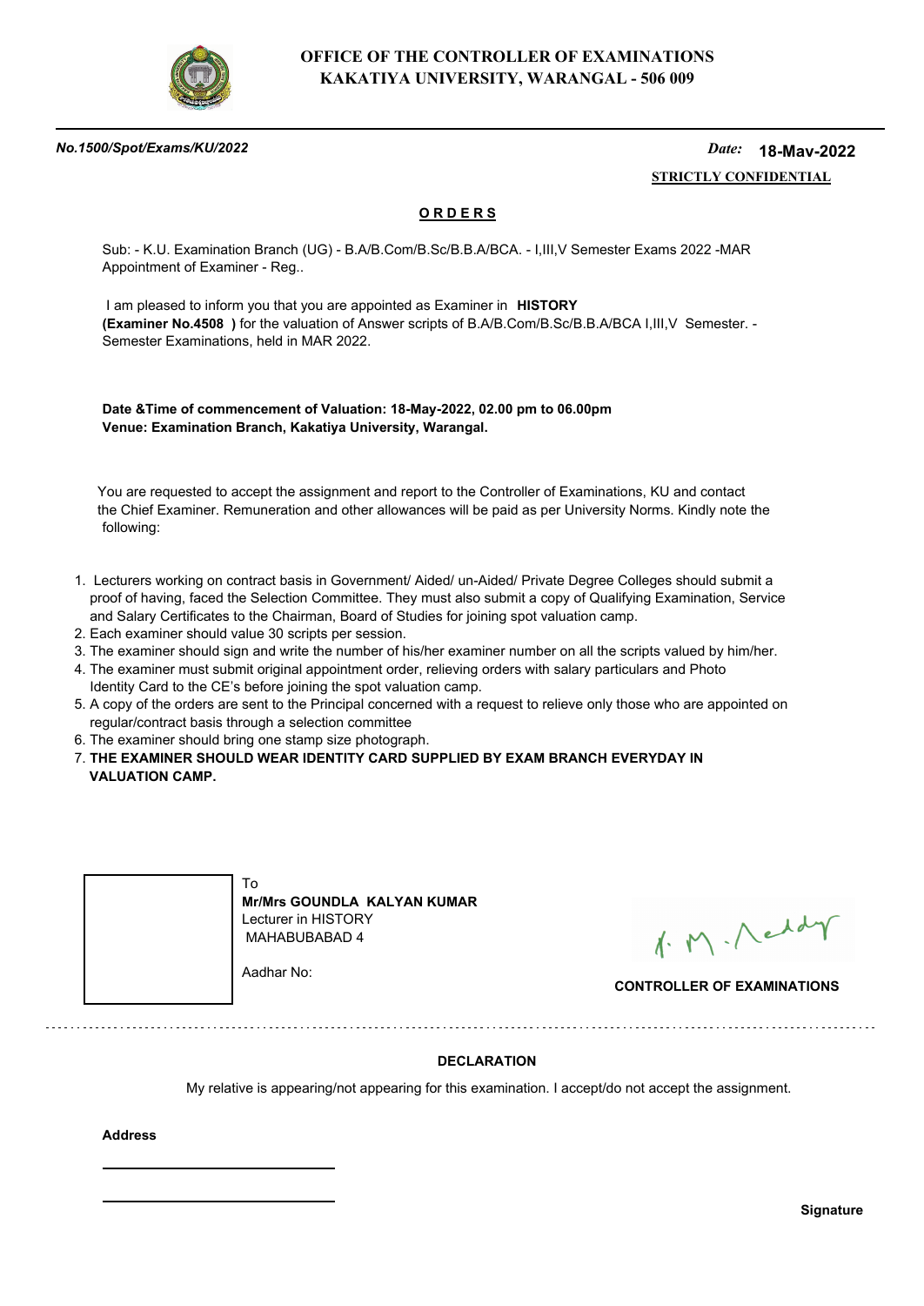# OFFICE OF THE CONTROLLER OF EXAMINATIONS
## KAKATIYA UNIVERSITY, WARANGAL - 506 009

***No.1500/Spot/Exams/KU/2022*** *Date:* **18-May-2022**

**STRICTLY CONFIDENTIAL**

**ORDERS**

Sub: - K.U. Examination Branch (UG) - B.A/B.Com/B.Sc/B.B.A/BCA. - I,III,V Semester Exams 2022 -MAR Appointment of Examiner - Reg..

I am pleased to inform you that you are appointed as Examiner in **HISTORY** **(Examiner No.4508 )** for the valuation of Answer scripts of B.A/B.Com/B.Sc/B.B.A/BCA I,III,V Semester. - Semester Examinations, held in MAR 2022.

**Date &Time of commencement of Valuation: 18-May-2022, 02.00 pm to 06.00pm**
**Venue: Examination Branch, Kakatiya University, Warangal.**

You are requested to accept the assignment and report to the Controller of Examinations, KU and contact the Chief Examiner. Remuneration and other allowances will be paid as per University Norms. Kindly note the following:

1. Lecturers working on contract basis in Government/ Aided/ un-Aided/ Private Degree Colleges should submit a proof of having, faced the Selection Committee. They must also submit a copy of Qualifying Examination, Service and Salary Certificates to the Chairman, Board of Studies for joining spot valuation camp.
2. Each examiner should value 30 scripts per session.
3. The examiner should sign and write the number of his/her examiner number on all the scripts valued by him/her.
4. The examiner must submit original appointment order, relieving orders with salary particulars and Photo Identity Card to the CE's before joining the spot valuation camp.
5. A copy of the orders are sent to the Principal concerned with a request to relieve only those who are appointed on regular/contract basis through a selection committee
6. The examiner should bring one stamp size photograph.
7. **THE EXAMINER SHOULD WEAR IDENTITY CARD SUPPLIED BY EXAM BRANCH EVERYDAY IN VALUATION CAMP.**

To
**Mr/Mrs GOUNDLA KALYAN KUMAR**
Lecturer in HISTORY
MAHABUBABAD 4

Aadhar No:

**CONTROLLER OF EXAMINATIONS**

---

**DECLARATION**

My relative is appearing/not appearing for this examination. I accept/do not accept the assignment.

**Address**

**Signature**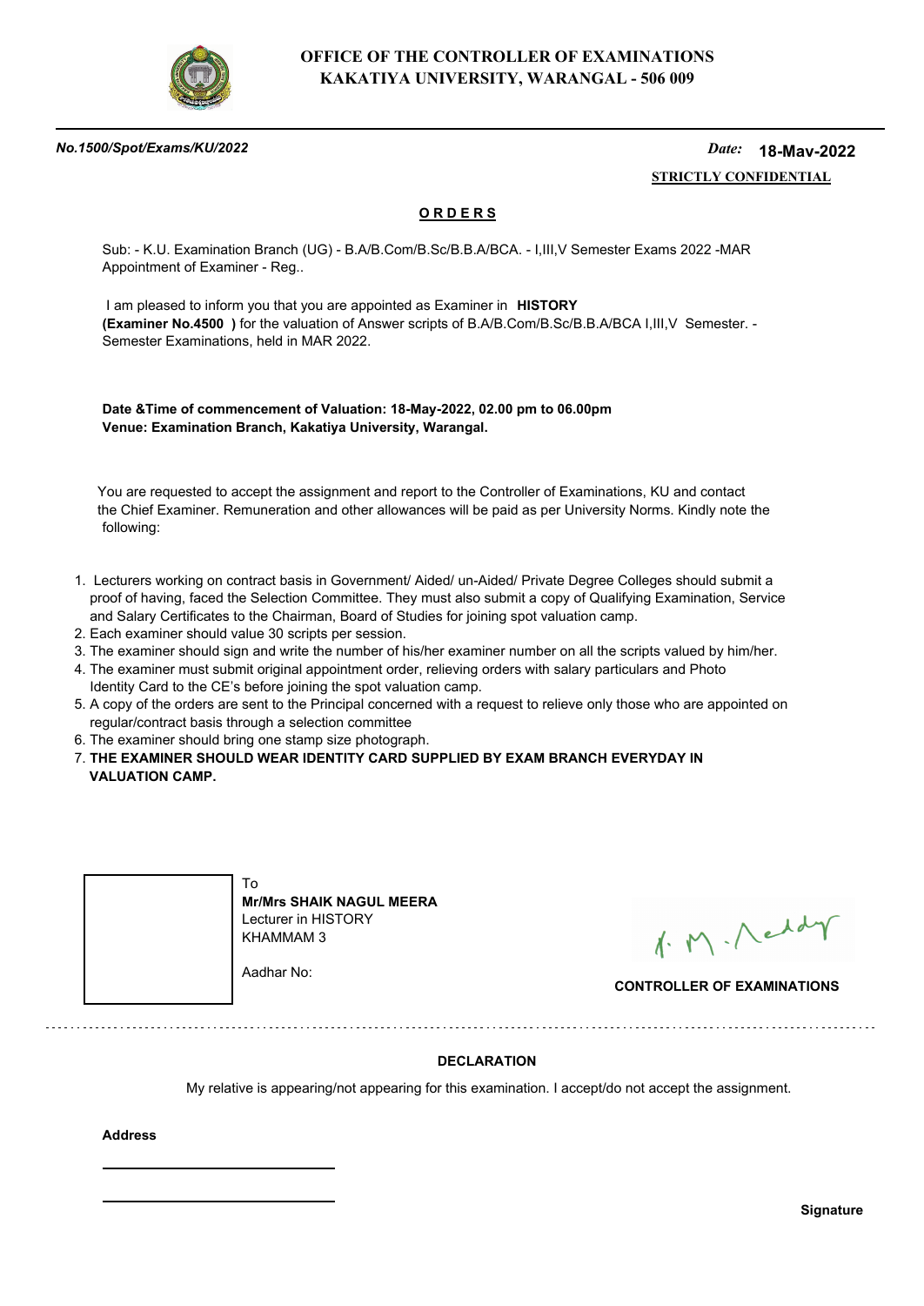**OFFICE OF THE CONTROLLER OF EXAMINATIONS**
**KAKATIYA UNIVERSITY, WARANGAL - 506 009**

*No.1500/Spot/Exams/KU/2022*

*Date:* **18-May-2022**

**STRICTLY CONFIDENTIAL**

## O R D E R S

Sub: - K.U. Examination Branch (UG) - B.A/B.Com/B.Sc/B.B.A/BCA. - I,III,V Semester Exams 2022 -MAR Appointment of Examiner - Reg..

I am pleased to inform you that you are appointed as Examiner in **HISTORY** **(Examiner No.4500 )** for the valuation of Answer scripts of B.A/B.Com/B.Sc/B.B.A/BCA I,III,V Semester. - Semester Examinations, held in MAR 2022.

**Date &Time of commencement of Valuation: 18-May-2022, 02.00 pm to 06.00pm**
**Venue: Examination Branch, Kakatiya University, Warangal.**

You are requested to accept the assignment and report to the Controller of Examinations, KU and contact the Chief Examiner. Remuneration and other allowances will be paid as per University Norms. Kindly note the following:

1. Lecturers working on contract basis in Government/ Aided/ un-Aided/ Private Degree Colleges should submit a proof of having, faced the Selection Committee. They must also submit a copy of Qualifying Examination, Service and Salary Certificates to the Chairman, Board of Studies for joining spot valuation camp.
2. Each examiner should value 30 scripts per session.
3. The examiner should sign and write the number of his/her examiner number on all the scripts valued by him/her.
4. The examiner must submit original appointment order, relieving orders with salary particulars and Photo Identity Card to the CE's before joining the spot valuation camp.
5. A copy of the orders are sent to the Principal concerned with a request to relieve only those who are appointed on regular/contract basis through a selection committee
6. The examiner should bring one stamp size photograph.
7. **THE EXAMINER SHOULD WEAR IDENTITY CARD SUPPLIED BY EXAM BRANCH EVERYDAY IN VALUATION CAMP.**

To
**Mr/Mrs SHAIK NAGUL MEERA**
Lecturer in HISTORY
KHAMMAM 3

Aadhar No:

**CONTROLLER OF EXAMINATIONS**

---

**DECLARATION**

My relative is appearing/not appearing for this examination. I accept/do not accept the assignment.

**Address**

______________________

______________________

**Signature**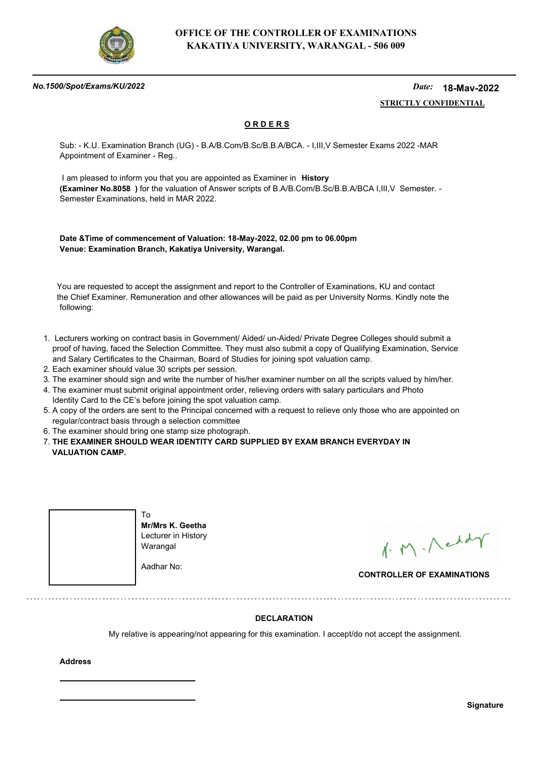# OFFICE OF THE CONTROLLER OF EXAMINATIONS
## KAKATIYA UNIVERSITY, WARANGAL - 506 009

*No.1500/Spot/Exams/KU/2022* *Date:* **18-May-2022**

**STRICTLY CONFIDENTIAL**

## O R D E R S

Sub: - K.U. Examination Branch (UG) - B.A/B.Com/B.Sc/B.B.A/BCA. - I,III,V Semester Exams 2022 -MAR Appointment of Examiner - Reg..

I am pleased to inform you that you are appointed as Examiner in **History** **(Examiner No.8058 )** for the valuation of Answer scripts of B.A/B.Com/B.Sc/B.B.A/BCA I,III,V Semester. - Semester Examinations, held in MAR 2022.

**Date &Time of commencement of Valuation: 18-May-2022, 02.00 pm to 06.00pm**
**Venue: Examination Branch, Kakatiya University, Warangal.**

You are requested to accept the assignment and report to the Controller of Examinations, KU and contact the Chief Examiner. Remuneration and other allowances will be paid as per University Norms. Kindly note the following:

1. Lecturers working on contract basis in Government/ Aided/ un-Aided/ Private Degree Colleges should submit a proof of having, faced the Selection Committee. They must also submit a copy of Qualifying Examination, Service and Salary Certificates to the Chairman, Board of Studies for joining spot valuation camp.
2. Each examiner should value 30 scripts per session.
3. The examiner should sign and write the number of his/her examiner number on all the scripts valued by him/her.
4. The examiner must submit original appointment order, relieving orders with salary particulars and Photo Identity Card to the CE's before joining the spot valuation camp.
5. A copy of the orders are sent to the Principal concerned with a request to relieve only those who are appointed on regular/contract basis through a selection committee
6. The examiner should bring one stamp size photograph.
7. **THE EXAMINER SHOULD WEAR IDENTITY CARD SUPPLIED BY EXAM BRANCH EVERYDAY IN VALUATION CAMP.**

To
**Mr/Mrs K. Geetha**
Lecturer in History
Warangal

Aadhar No:

**CONTROLLER OF EXAMINATIONS**

---

### DECLARATION

My relative is appearing/not appearing for this examination. I accept/do not accept the assignment.

**Address**

\_\_\_\_\_\_\_\_\_\_\_\_\_\_\_\_\_\_\_\_\_\_\_\_\_\_\_\_

\_\_\_\_\_\_\_\_\_\_\_\_\_\_\_\_\_\_\_\_\_\_\_\_\_\_\_\_

**Signature**